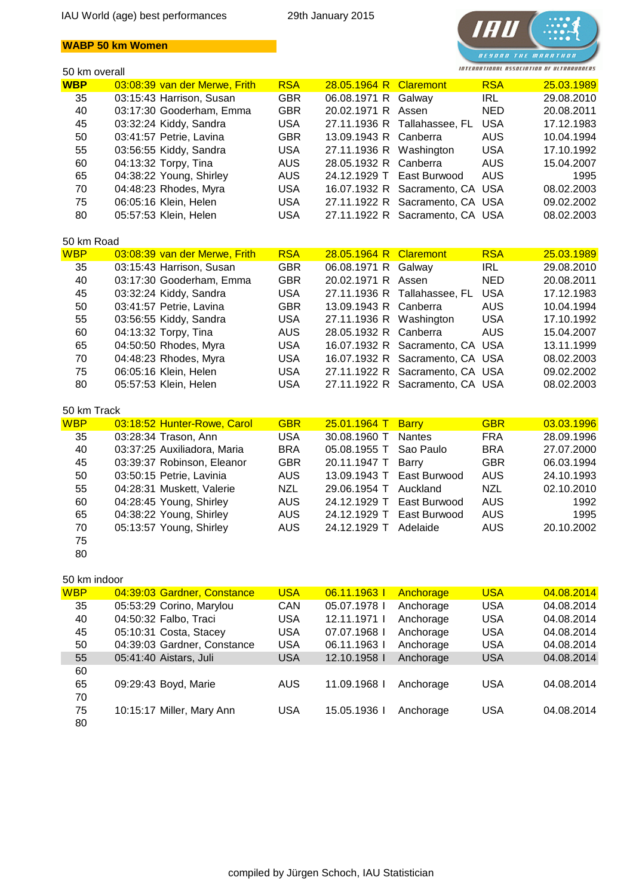IAU World (age) best performances 29th January 2015

**WABP 50 km Women**

INTERNATIONAL ASSOCIATION OF ULTRARUNNERS

### 50 km overall

| Age | Time | Name | Nat | Born | | Venue | Ctry | Date |
|---|---|---|---|---|---|---|---|---|
| **WBP** | 03:08:39 | van der Merwe, Frith | RSA | 28.05.1964 | R | Claremont | RSA | 25.03.1989 |
| 35 | 03:15:43 | Harrison, Susan | GBR | 06.08.1971 | R | Galway | IRL | 29.08.2010 |
| 40 | 03:17:30 | Gooderham, Emma | GBR | 20.02.1971 | R | Assen | NED | 20.08.2011 |
| 45 | 03:32:24 | Kiddy, Sandra | USA | 27.11.1936 | R | Tallahassee, FL | USA | 17.12.1983 |
| 50 | 03:41:57 | Petrie, Lavina | GBR | 13.09.1943 | R | Canberra | AUS | 10.04.1994 |
| 55 | 03:56:55 | Kiddy, Sandra | USA | 27.11.1936 | R | Washington | USA | 17.10.1992 |
| 60 | 04:13:32 | Torpy, Tina | AUS | 28.05.1932 | R | Canberra | AUS | 15.04.2007 |
| 65 | 04:38:22 | Young, Shirley | AUS | 24.12.1929 | T | East Burwood | AUS | 1995 |
| 70 | 04:48:23 | Rhodes, Myra | USA | 16.07.1932 | R | Sacramento, CA | USA | 08.02.2003 |
| 75 | 06:05:16 | Klein, Helen | USA | 27.11.1922 | R | Sacramento, CA | USA | 09.02.2002 |
| 80 | 05:57:53 | Klein, Helen | USA | 27.11.1922 | R | Sacramento, CA | USA | 08.02.2003 |

### 50 km Road

| Age | Time | Name | Nat | Born | | Venue | Ctry | Date |
|---|---|---|---|---|---|---|---|---|
| **WBP** | 03:08:39 | van der Merwe, Frith | RSA | 28.05.1964 | R | Claremont | RSA | 25.03.1989 |
| 35 | 03:15:43 | Harrison, Susan | GBR | 06.08.1971 | R | Galway | IRL | 29.08.2010 |
| 40 | 03:17:30 | Gooderham, Emma | GBR | 20.02.1971 | R | Assen | NED | 20.08.2011 |
| 45 | 03:32:24 | Kiddy, Sandra | USA | 27.11.1936 | R | Tallahassee, FL | USA | 17.12.1983 |
| 50 | 03:41:57 | Petrie, Lavina | GBR | 13.09.1943 | R | Canberra | AUS | 10.04.1994 |
| 55 | 03:56:55 | Kiddy, Sandra | USA | 27.11.1936 | R | Washington | USA | 17.10.1992 |
| 60 | 04:13:32 | Torpy, Tina | AUS | 28.05.1932 | R | Canberra | AUS | 15.04.2007 |
| 65 | 04:50:50 | Rhodes, Myra | USA | 16.07.1932 | R | Sacramento, CA | USA | 13.11.1999 |
| 70 | 04:48:23 | Rhodes, Myra | USA | 16.07.1932 | R | Sacramento, CA | USA | 08.02.2003 |
| 75 | 06:05:16 | Klein, Helen | USA | 27.11.1922 | R | Sacramento, CA | USA | 09.02.2002 |
| 80 | 05:57:53 | Klein, Helen | USA | 27.11.1922 | R | Sacramento, CA | USA | 08.02.2003 |

### 50 km Track

| Age | Time | Name | Nat | Born | | Venue | Ctry | Date |
|---|---|---|---|---|---|---|---|---|
| **WBP** | 03:18:52 | Hunter-Rowe, Carol | GBR | 25.01.1964 | T | Barry | GBR | 03.03.1996 |
| 35 | 03:28:34 | Trason, Ann | USA | 30.08.1960 | T | Nantes | FRA | 28.09.1996 |
| 40 | 03:37:25 | Auxiliadora, Maria | BRA | 05.08.1955 | T | Sao Paulo | BRA | 27.07.2000 |
| 45 | 03:39:37 | Robinson, Eleanor | GBR | 20.11.1947 | T | Barry | GBR | 06.03.1994 |
| 50 | 03:50:15 | Petrie, Lavinia | AUS | 13.09.1943 | T | East Burwood | AUS | 24.10.1993 |
| 55 | 04:28:31 | Muskett, Valerie | NZL | 29.06.1954 | T | Auckland | NZL | 02.10.2010 |
| 60 | 04:28:45 | Young, Shirley | AUS | 24.12.1929 | T | East Burwood | AUS | 1992 |
| 65 | 04:38:22 | Young, Shirley | AUS | 24.12.1929 | T | East Burwood | AUS | 1995 |
| 70 | 05:13:57 | Young, Shirley | AUS | 24.12.1929 | T | Adelaide | AUS | 20.10.2002 |
| 75 | | | | | | | | |
| 80 | | | | | | | | |

### 50 km indoor

| Age | Time | Name | Nat | Born | | Venue | Ctry | Date |
|---|---|---|---|---|---|---|---|---|
| **WBP** | 04:39:03 | Gardner, Constance | USA | 06.11.1963 | I | Anchorage | USA | 04.08.2014 |
| 35 | 05:53:29 | Corino, Marylou | CAN | 05.07.1978 | I | Anchorage | USA | 04.08.2014 |
| 40 | 04:50:32 | Falbo, Traci | USA | 12.11.1971 | I | Anchorage | USA | 04.08.2014 |
| 45 | 05:10:31 | Costa, Stacey | USA | 07.07.1968 | I | Anchorage | USA | 04.08.2014 |
| 50 | 04:39:03 | Gardner, Constance | USA | 06.11.1963 | I | Anchorage | USA | 04.08.2014 |
| 55 | 05:41:40 | Aistars, Juli | USA | 12.10.1958 | I | Anchorage | USA | 04.08.2014 |
| 60 | | | | | | | | |
| 65 | 09:29:43 | Boyd, Marie | AUS | 11.09.1968 | I | Anchorage | USA | 04.08.2014 |
| 70 | | | | | | | | |
| 75 | 10:15:17 | Miller, Mary Ann | USA | 15.05.1936 | I | Anchorage | USA | 04.08.2014 |
| 80 | | | | | | | | |

compiled by Jürgen Schoch, IAU Statistician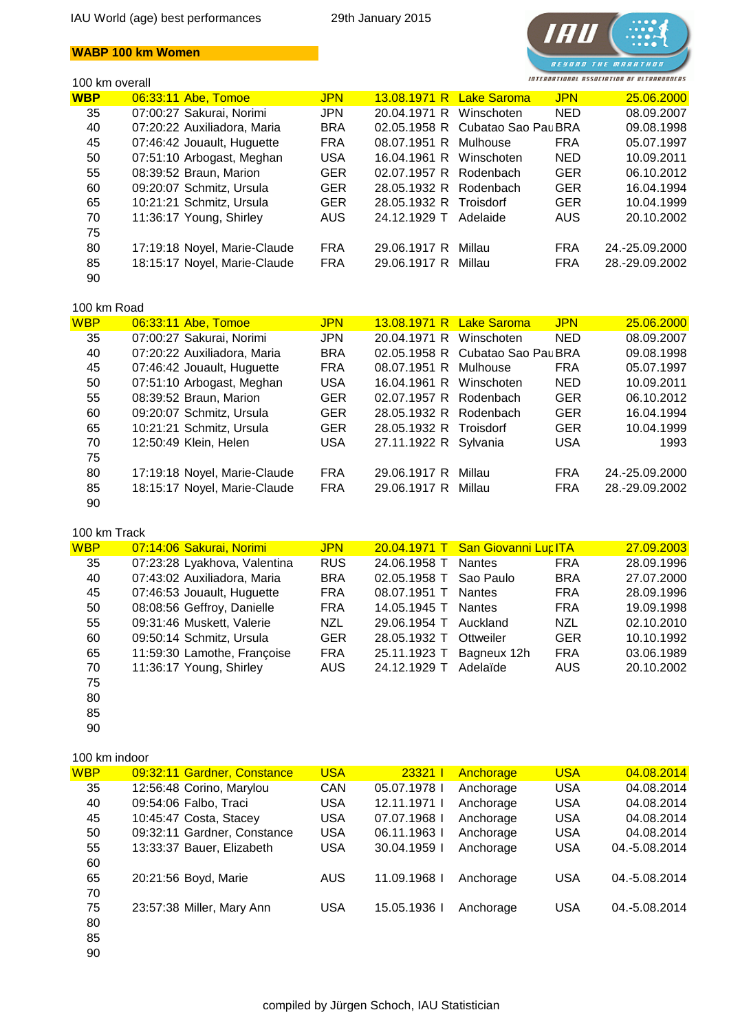IAU World (age) best performances — 29th January 2015

## WABP 100 km Women

### 100 km overall

| Age | Time | Name | Nat | Born | | Venue | Country | Date |
|---|---|---|---|---|---|---|---|---|
| WBP | 06:33:11 | Abe, Tomoe | JPN | 13.08.1971 | R | Lake Saroma | JPN | 25.06.2000 |
| 35 | 07:00:27 | Sakurai, Norimi | JPN | 20.04.1971 | R | Winschoten | NED | 08.09.2007 |
| 40 | 07:20:22 | Auxiliadora, Maria | BRA | 02.05.1958 | R | Cubatao Sao Pau | BRA | 09.08.1998 |
| 45 | 07:46:42 | Jouault, Huguette | FRA | 08.07.1951 | R | Mulhouse | FRA | 05.07.1997 |
| 50 | 07:51:10 | Arbogast, Meghan | USA | 16.04.1961 | R | Winschoten | NED | 10.09.2011 |
| 55 | 08:39:52 | Braun, Marion | GER | 02.07.1957 | R | Rodenbach | GER | 06.10.2012 |
| 60 | 09:20:07 | Schmitz, Ursula | GER | 28.05.1932 | R | Rodenbach | GER | 16.04.1994 |
| 65 | 10:21:21 | Schmitz, Ursula | GER | 28.05.1932 | R | Troisdorf | GER | 10.04.1999 |
| 70 | 11:36:17 | Young, Shirley | AUS | 24.12.1929 | T | Adelaide | AUS | 20.10.2002 |
| 75 | | | | | | | | |
| 80 | 17:19:18 | Noyel, Marie-Claude | FRA | 29.06.1917 | R | Millau | FRA | 24.-25.09.2000 |
| 85 | 18:15:17 | Noyel, Marie-Claude | FRA | 29.06.1917 | R | Millau | FRA | 28.-29.09.2002 |
| 90 | | | | | | | | |

### 100 km Road

| Age | Time | Name | Nat | Born | | Venue | Country | Date |
|---|---|---|---|---|---|---|---|---|
| WBP | 06:33:11 | Abe, Tomoe | JPN | 13.08.1971 | R | Lake Saroma | JPN | 25.06.2000 |
| 35 | 07:00:27 | Sakurai, Norimi | JPN | 20.04.1971 | R | Winschoten | NED | 08.09.2007 |
| 40 | 07:20:22 | Auxiliadora, Maria | BRA | 02.05.1958 | R | Cubatao Sao Pau | BRA | 09.08.1998 |
| 45 | 07:46:42 | Jouault, Huguette | FRA | 08.07.1951 | R | Mulhouse | FRA | 05.07.1997 |
| 50 | 07:51:10 | Arbogast, Meghan | USA | 16.04.1961 | R | Winschoten | NED | 10.09.2011 |
| 55 | 08:39:52 | Braun, Marion | GER | 02.07.1957 | R | Rodenbach | GER | 06.10.2012 |
| 60 | 09:20:07 | Schmitz, Ursula | GER | 28.05.1932 | R | Rodenbach | GER | 16.04.1994 |
| 65 | 10:21:21 | Schmitz, Ursula | GER | 28.05.1932 | R | Troisdorf | GER | 10.04.1999 |
| 70 | 12:50:49 | Klein, Helen | USA | 27.11.1922 | R | Sylvania | USA | 1993 |
| 75 | | | | | | | | |
| 80 | 17:19:18 | Noyel, Marie-Claude | FRA | 29.06.1917 | R | Millau | FRA | 24.-25.09.2000 |
| 85 | 18:15:17 | Noyel, Marie-Claude | FRA | 29.06.1917 | R | Millau | FRA | 28.-29.09.2002 |
| 90 | | | | | | | | |

### 100 km Track

| Age | Time | Name | Nat | Born | | Venue | Country | Date |
|---|---|---|---|---|---|---|---|---|
| WBP | 07:14:06 | Sakurai, Norimi | JPN | 20.04.1971 | T | San Giovanni Lup | ITA | 27.09.2003 |
| 35 | 07:23:28 | Lyakhova, Valentina | RUS | 24.06.1958 | T | Nantes | FRA | 28.09.1996 |
| 40 | 07:43:02 | Auxiliadora, Maria | BRA | 02.05.1958 | T | Sao Paulo | BRA | 27.07.2000 |
| 45 | 07:46:53 | Jouault, Huguette | FRA | 08.07.1951 | T | Nantes | FRA | 28.09.1996 |
| 50 | 08:08:56 | Geffroy, Danielle | FRA | 14.05.1945 | T | Nantes | FRA | 19.09.1998 |
| 55 | 09:31:46 | Muskett, Valerie | NZL | 29.06.1954 | T | Auckland | NZL | 02.10.2010 |
| 60 | 09:50:14 | Schmitz, Ursula | GER | 28.05.1932 | T | Ottweiler | GER | 10.10.1992 |
| 65 | 11:59:30 | Lamothe, Françoise | FRA | 25.11.1923 | T | Bagneux 12h | FRA | 03.06.1989 |
| 70 | 11:36:17 | Young, Shirley | AUS | 24.12.1929 | T | Adelaïde | AUS | 20.10.2002 |
| 75 | | | | | | | | |
| 80 | | | | | | | | |
| 85 | | | | | | | | |
| 90 | | | | | | | | |

### 100 km indoor

| Age | Time | Name | Nat | Born | | Venue | Country | Date |
|---|---|---|---|---|---|---|---|---|
| WBP | 09:32:11 | Gardner, Constance | USA | 23321 | I | Anchorage | USA | 04.08.2014 |
| 35 | 12:56:48 | Corino, Marylou | CAN | 05.07.1978 | I | Anchorage | USA | 04.08.2014 |
| 40 | 09:54:06 | Falbo, Traci | USA | 12.11.1971 | I | Anchorage | USA | 04.08.2014 |
| 45 | 10:45:47 | Costa, Stacey | USA | 07.07.1968 | I | Anchorage | USA | 04.08.2014 |
| 50 | 09:32:11 | Gardner, Constance | USA | 06.11.1963 | I | Anchorage | USA | 04.08.2014 |
| 55 | 13:33:37 | Bauer, Elizabeth | USA | 30.04.1959 | I | Anchorage | USA | 04.-5.08.2014 |
| 60 | | | | | | | | |
| 65 | 20:21:56 | Boyd, Marie | AUS | 11.09.1968 | I | Anchorage | USA | 04.-5.08.2014 |
| 70 | | | | | | | | |
| 75 | 23:57:38 | Miller, Mary Ann | USA | 15.05.1936 | I | Anchorage | USA | 04.-5.08.2014 |
| 80 | | | | | | | | |
| 85 | | | | | | | | |
| 90 | | | | | | | | |

compiled by Jürgen Schoch, IAU Statistician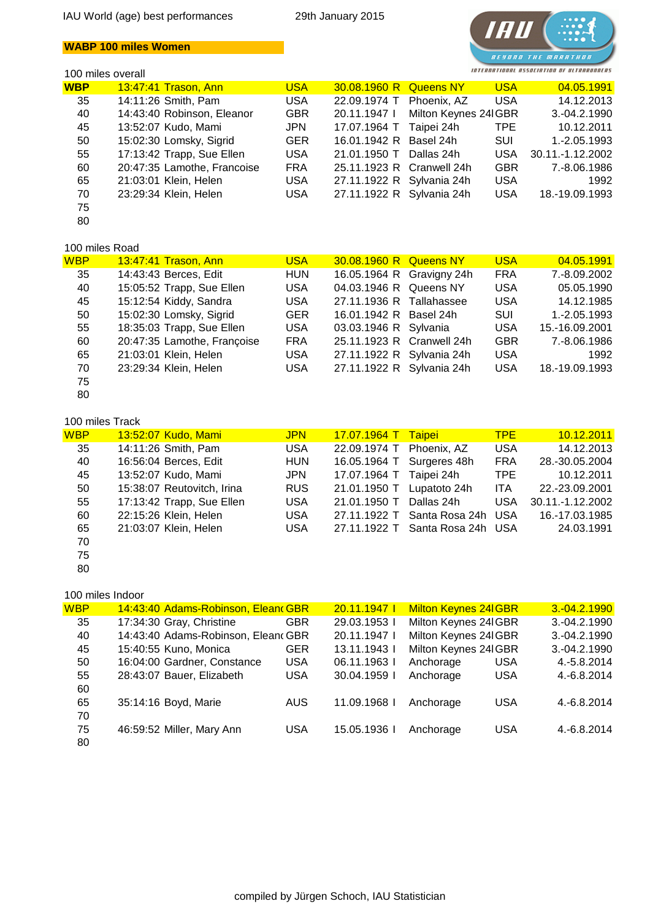IAU World (age) best performances — 29th January 2015

## WABP 100 miles Women

### 100 miles overall

| Age | Time | Name | Nat | Born | Venue | Country | Date |
|---|---|---|---|---|---|---|---|
| **WBP** | 13:47:41 | Trason, Ann | USA | 30.08.1960 R | Queens NY | USA | 04.05.1991 |
| 35 | 14:11:26 | Smith, Pam | USA | 22.09.1974 T | Phoenix, AZ | USA | 14.12.2013 |
| 40 | 14:43:40 | Robinson, Eleanor | GBR | 20.11.1947 I | Milton Keynes 24h | GBR | 3.-04.2.1990 |
| 45 | 13:52:07 | Kudo, Mami | JPN | 17.07.1964 T | Taipei 24h | TPE | 10.12.2011 |
| 50 | 15:02:30 | Lomsky, Sigrid | GER | 16.01.1942 R | Basel 24h | SUI | 1.-2.05.1993 |
| 55 | 17:13:42 | Trapp, Sue Ellen | USA | 21.01.1950 T | Dallas 24h | USA | 30.11.-1.12.2002 |
| 60 | 20:47:35 | Lamothe, Francoise | FRA | 25.11.1923 R | Cranwell 24h | GBR | 7.-8.06.1986 |
| 65 | 21:03:01 | Klein, Helen | USA | 27.11.1922 R | Sylvania 24h | USA | 1992 |
| 70 | 23:29:34 | Klein, Helen | USA | 27.11.1922 R | Sylvania 24h | USA | 18.-19.09.1993 |
| 75 | | | | | | | |
| 80 | | | | | | | |

### 100 miles Road

| Age | Time | Name | Nat | Born | Venue | Country | Date |
|---|---|---|---|---|---|---|---|
| **WBP** | 13:47:41 | Trason, Ann | USA | 30.08.1960 R | Queens NY | USA | 04.05.1991 |
| 35 | 14:43:43 | Berces, Edit | HUN | 16.05.1964 R | Gravigny 24h | FRA | 7.-8.09.2002 |
| 40 | 15:05:52 | Trapp, Sue Ellen | USA | 04.03.1946 R | Queens NY | USA | 05.05.1990 |
| 45 | 15:12:54 | Kiddy, Sandra | USA | 27.11.1936 R | Tallahassee | USA | 14.12.1985 |
| 50 | 15:02:30 | Lomsky, Sigrid | GER | 16.01.1942 R | Basel 24h | SUI | 1.-2.05.1993 |
| 55 | 18:35:03 | Trapp, Sue Ellen | USA | 03.03.1946 R | Sylvania | USA | 15.-16.09.2001 |
| 60 | 20:47:35 | Lamothe, Françoise | FRA | 25.11.1923 R | Cranwell 24h | GBR | 7.-8.06.1986 |
| 65 | 21:03:01 | Klein, Helen | USA | 27.11.1922 R | Sylvania 24h | USA | 1992 |
| 70 | 23:29:34 | Klein, Helen | USA | 27.11.1922 R | Sylvania 24h | USA | 18.-19.09.1993 |
| 75 | | | | | | | |
| 80 | | | | | | | |

### 100 miles Track

| Age | Time | Name | Nat | Born | Venue | Country | Date |
|---|---|---|---|---|---|---|---|
| **WBP** | 13:52:07 | Kudo, Mami | JPN | 17.07.1964 T | Taipei | TPE | 10.12.2011 |
| 35 | 14:11:26 | Smith, Pam | USA | 22.09.1974 T | Phoenix, AZ | USA | 14.12.2013 |
| 40 | 16:56:04 | Berces, Edit | HUN | 16.05.1964 T | Surgeres 48h | FRA | 28.-30.05.2004 |
| 45 | 13:52:07 | Kudo, Mami | JPN | 17.07.1964 T | Taipei 24h | TPE | 10.12.2011 |
| 50 | 15:38:07 | Reutovitch, Irina | RUS | 21.01.1950 T | Lupatoto 24h | ITA | 22.-23.09.2001 |
| 55 | 17:13:42 | Trapp, Sue Ellen | USA | 21.01.1950 T | Dallas 24h | USA | 30.11.-1.12.2002 |
| 60 | 22:15:26 | Klein, Helen | USA | 27.11.1922 T | Santa Rosa 24h | USA | 16.-17.03.1985 |
| 65 | 21:03:07 | Klein, Helen | USA | 27.11.1922 T | Santa Rosa 24h | USA | 24.03.1991 |
| 70 | | | | | | | |
| 75 | | | | | | | |
| 80 | | | | | | | |

### 100 miles Indoor

| Age | Time | Name | Nat | Born | Venue | Country | Date |
|---|---|---|---|---|---|---|---|
| **WBP** | 14:43:40 | Adams-Robinson, Eleanor | GBR | 20.11.1947 I | Milton Keynes 24h | GBR | 3.-04.2.1990 |
| 35 | 17:34:30 | Gray, Christine | GBR | 29.03.1953 I | Milton Keynes 24h | GBR | 3.-04.2.1990 |
| 40 | 14:43:40 | Adams-Robinson, Eleanor | GBR | 20.11.1947 I | Milton Keynes 24h | GBR | 3.-04.2.1990 |
| 45 | 15:40:55 | Kuno, Monica | GER | 13.11.1943 I | Milton Keynes 24h | GBR | 3.-04.2.1990 |
| 50 | 16:04:00 | Gardner, Constance | USA | 06.11.1963 I | Anchorage | USA | 4.-5.8.2014 |
| 55 | 28:43:07 | Bauer, Elizabeth | USA | 30.04.1959 I | Anchorage | USA | 4.-6.8.2014 |
| 60 | | | | | | | |
| 65 | 35:14:16 | Boyd, Marie | AUS | 11.09.1968 I | Anchorage | USA | 4.-6.8.2014 |
| 70 | | | | | | | |
| 75 | 46:59:52 | Miller, Mary Ann | USA | 15.05.1936 I | Anchorage | USA | 4.-6.8.2014 |
| 80 | | | | | | | |

compiled by Jürgen Schoch, IAU Statistician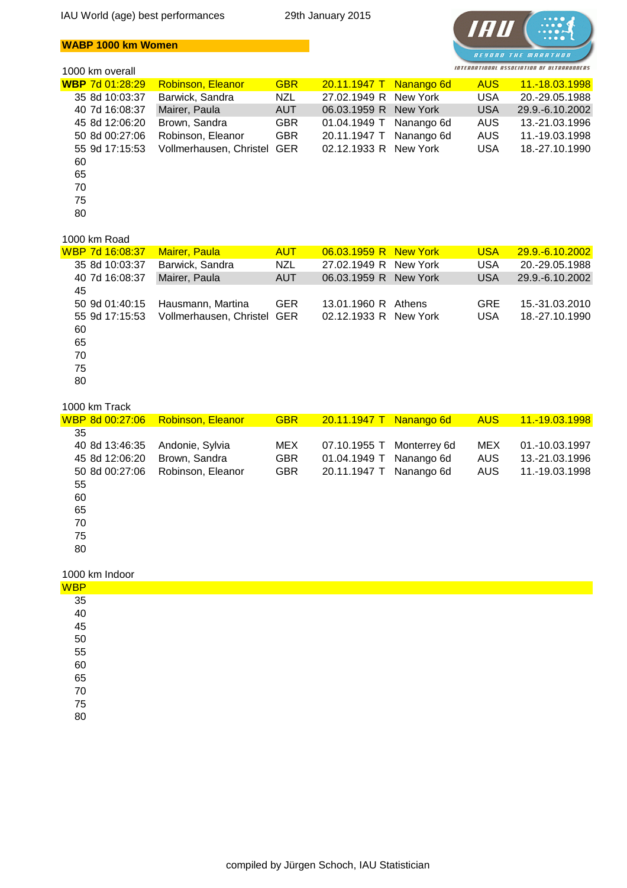IAU World (age) best performances 29th January 2015

## WABP 1000 km Women

### 1000 km overall

| Age | Time | Name | Nat | Born | Type | Venue | Country | Date |
|---|---|---|---|---|---|---|---|---|
| **WBP** | 7d 01:28:29 | Robinson, Eleanor | GBR | 20.11.1947 | T | Nanango 6d | AUS | 11.-18.03.1998 |
| 35 | 8d 10:03:37 | Barwick, Sandra | NZL | 27.02.1949 | R | New York | USA | 20.-29.05.1988 |
| 40 | 7d 16:08:37 | Mairer, Paula | AUT | 06.03.1959 | R | New York | USA | 29.9.-6.10.2002 |
| 45 | 8d 12:06:20 | Brown, Sandra | GBR | 01.04.1949 | T | Nanango 6d | AUS | 13.-21.03.1996 |
| 50 | 8d 00:27:06 | Robinson, Eleanor | GBR | 20.11.1947 | T | Nanango 6d | AUS | 11.-19.03.1998 |
| 55 | 9d 17:15:53 | Vollmerhausen, Christel | GER | 02.12.1933 | R | New York | USA | 18.-27.10.1990 |
| 60 | | | | | | | | |
| 65 | | | | | | | | |
| 70 | | | | | | | | |
| 75 | | | | | | | | |
| 80 | | | | | | | | |

### 1000 km Road

| Age | Time | Name | Nat | Born | Type | Venue | Country | Date |
|---|---|---|---|---|---|---|---|---|
| **WBP** | 7d 16:08:37 | Mairer, Paula | AUT | 06.03.1959 | R | New York | USA | 29.9.-6.10.2002 |
| 35 | 8d 10:03:37 | Barwick, Sandra | NZL | 27.02.1949 | R | New York | USA | 20.-29.05.1988 |
| 40 | 7d 16:08:37 | Mairer, Paula | AUT | 06.03.1959 | R | New York | USA | 29.9.-6.10.2002 |
| 45 | | | | | | | | |
| 50 | 9d 01:40:15 | Hausmann, Martina | GER | 13.01.1960 | R | Athens | GRE | 15.-31.03.2010 |
| 55 | 9d 17:15:53 | Vollmerhausen, Christel | GER | 02.12.1933 | R | New York | USA | 18.-27.10.1990 |
| 60 | | | | | | | | |
| 65 | | | | | | | | |
| 70 | | | | | | | | |
| 75 | | | | | | | | |
| 80 | | | | | | | | |

### 1000 km Track

| Age | Time | Name | Nat | Born | Type | Venue | Country | Date |
|---|---|---|---|---|---|---|---|---|
| **WBP** | 8d 00:27:06 | Robinson, Eleanor | GBR | 20.11.1947 | T | Nanango 6d | AUS | 11.-19.03.1998 |
| 35 | | | | | | | | |
| 40 | 8d 13:46:35 | Andonie, Sylvia | MEX | 07.10.1955 | T | Monterrey 6d | MEX | 01.-10.03.1997 |
| 45 | 8d 12:06:20 | Brown, Sandra | GBR | 01.04.1949 | T | Nanango 6d | AUS | 13.-21.03.1996 |
| 50 | 8d 00:27:06 | Robinson, Eleanor | GBR | 20.11.1947 | T | Nanango 6d | AUS | 11.-19.03.1998 |
| 55 | | | | | | | | |
| 60 | | | | | | | | |
| 65 | | | | | | | | |
| 70 | | | | | | | | |
| 75 | | | | | | | | |
| 80 | | | | | | | | |

### 1000 km Indoor

| Age | Time | Name | Nat | Born | Type | Venue | Country | Date |
|---|---|---|---|---|---|---|---|---|
| **WBP** | | | | | | | | |
| 35 | | | | | | | | |
| 40 | | | | | | | | |
| 45 | | | | | | | | |
| 50 | | | | | | | | |
| 55 | | | | | | | | |
| 60 | | | | | | | | |
| 65 | | | | | | | | |
| 70 | | | | | | | | |
| 75 | | | | | | | | |
| 80 | | | | | | | | |

compiled by Jürgen Schoch, IAU Statistician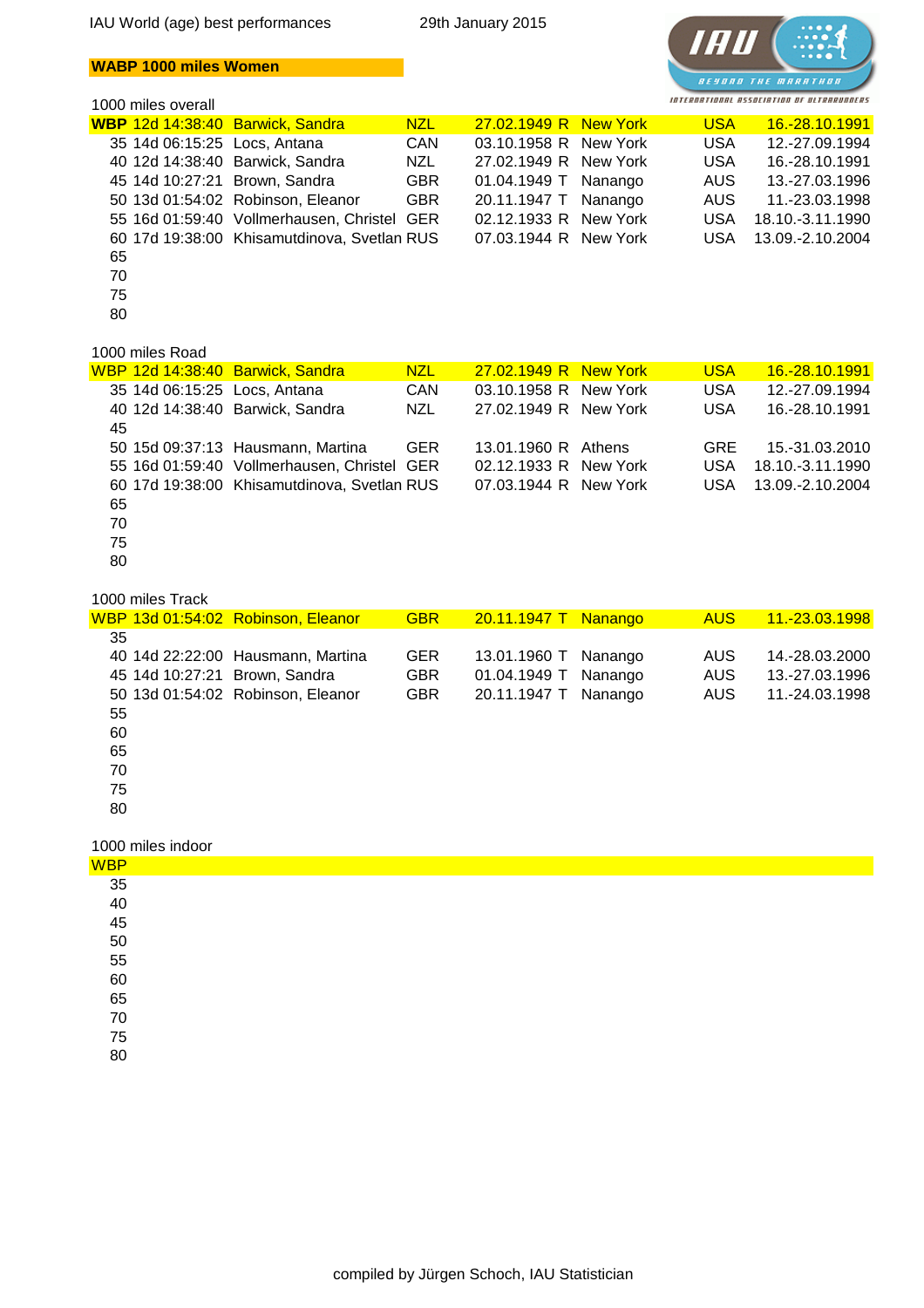IAU World (age) best performances 29th January 2015

## WABP 1000 miles Women

### 1000 miles overall

| Cat | Time | Name | Nat | Born | | Venue | Country | Date |
|---|---|---|---|---|---|---|---|---|
| **WBP** | 12d 14:38:40 | Barwick, Sandra | NZL | 27.02.1949 | R | New York | USA | 16.-28.10.1991 |
| 35 | 14d 06:15:25 | Locs, Antana | CAN | 03.10.1958 | R | New York | USA | 12.-27.09.1994 |
| 40 | 12d 14:38:40 | Barwick, Sandra | NZL | 27.02.1949 | R | New York | USA | 16.-28.10.1991 |
| 45 | 14d 10:27:21 | Brown, Sandra | GBR | 01.04.1949 | T | Nanango | AUS | 13.-27.03.1996 |
| 50 | 13d 01:54:02 | Robinson, Eleanor | GBR | 20.11.1947 | T | Nanango | AUS | 11.-23.03.1998 |
| 55 | 16d 01:59:40 | Vollmerhausen, Christel | GER | 02.12.1933 | R | New York | USA | 18.10.-3.11.1990 |
| 60 | 17d 19:38:00 | Khisamutdinova, Svetlan | RUS | 07.03.1944 | R | New York | USA | 13.09.-2.10.2004 |
| 65 | | | | | | | | |
| 70 | | | | | | | | |
| 75 | | | | | | | | |
| 80 | | | | | | | | |

### 1000 miles Road

| Cat | Time | Name | Nat | Born | | Venue | Country | Date |
|---|---|---|---|---|---|---|---|---|
| WBP | 12d 14:38:40 | Barwick, Sandra | NZL | 27.02.1949 | R | New York | USA | 16.-28.10.1991 |
| 35 | 14d 06:15:25 | Locs, Antana | CAN | 03.10.1958 | R | New York | USA | 12.-27.09.1994 |
| 40 | 12d 14:38:40 | Barwick, Sandra | NZL | 27.02.1949 | R | New York | USA | 16.-28.10.1991 |
| 45 | | | | | | | | |
| 50 | 15d 09:37:13 | Hausmann, Martina | GER | 13.01.1960 | R | Athens | GRE | 15.-31.03.2010 |
| 55 | 16d 01:59:40 | Vollmerhausen, Christel | GER | 02.12.1933 | R | New York | USA | 18.10.-3.11.1990 |
| 60 | 17d 19:38:00 | Khisamutdinova, Svetlan | RUS | 07.03.1944 | R | New York | USA | 13.09.-2.10.2004 |
| 65 | | | | | | | | |
| 70 | | | | | | | | |
| 75 | | | | | | | | |
| 80 | | | | | | | | |

### 1000 miles Track

| Cat | Time | Name | Nat | Born | | Venue | Country | Date |
|---|---|---|---|---|---|---|---|---|
| WBP | 13d 01:54:02 | Robinson, Eleanor | GBR | 20.11.1947 | T | Nanango | AUS | 11.-23.03.1998 |
| 35 | | | | | | | | |
| 40 | 14d 22:22:00 | Hausmann, Martina | GER | 13.01.1960 | T | Nanango | AUS | 14.-28.03.2000 |
| 45 | 14d 10:27:21 | Brown, Sandra | GBR | 01.04.1949 | T | Nanango | AUS | 13.-27.03.1996 |
| 50 | 13d 01:54:02 | Robinson, Eleanor | GBR | 20.11.1947 | T | Nanango | AUS | 11.-24.03.1998 |
| 55 | | | | | | | | |
| 60 | | | | | | | | |
| 65 | | | | | | | | |
| 70 | | | | | | | | |
| 75 | | | | | | | | |
| 80 | | | | | | | | |

### 1000 miles indoor

| Cat | Time | Name | Nat | Born | | Venue | Country | Date |
|---|---|---|---|---|---|---|---|---|
| WBP | | | | | | | | |
| 35 | | | | | | | | |
| 40 | | | | | | | | |
| 45 | | | | | | | | |
| 50 | | | | | | | | |
| 55 | | | | | | | | |
| 60 | | | | | | | | |
| 65 | | | | | | | | |
| 70 | | | | | | | | |
| 75 | | | | | | | | |
| 80 | | | | | | | | |

compiled by Jürgen Schoch, IAU Statistician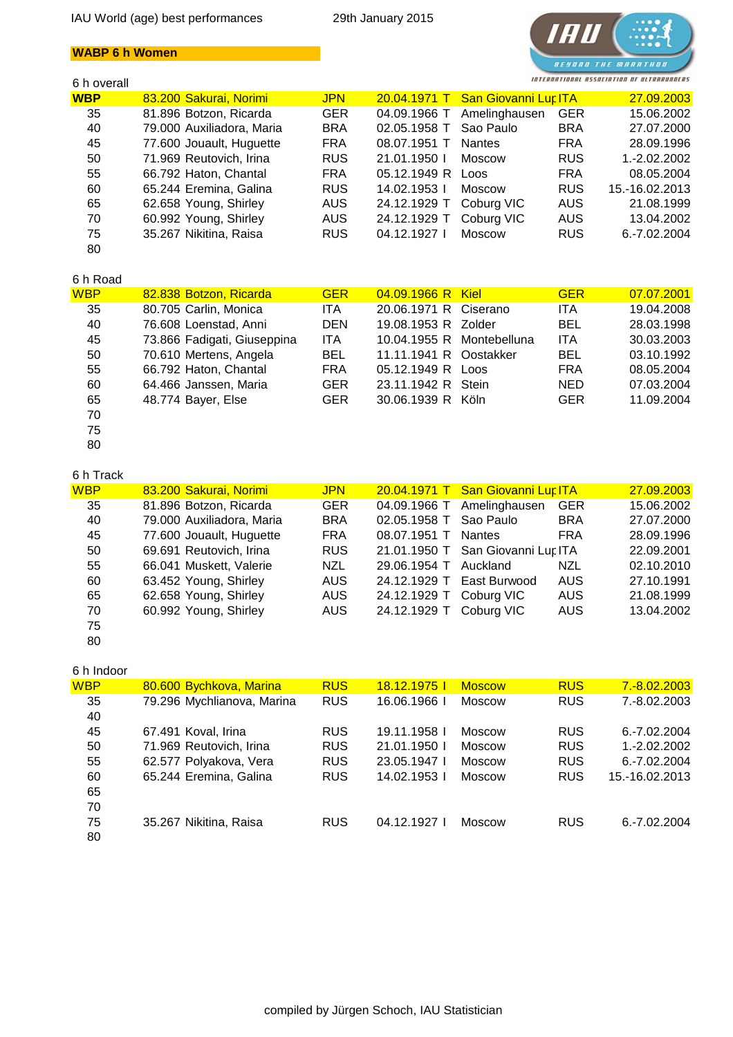IAU World (age) best performances 29th January 2015

**WABP 6 h Women**

## 6 h overall

| | | | | | | | |
|---|---|---|---|---|---|---|---|
| **WBP** | 83.200 | Sakurai, Norimi | JPN | 20.04.1971 T | San Giovanni Lup | ITA | 27.09.2003 |
| 35 | 81.896 | Botzon, Ricarda | GER | 04.09.1966 T | Amelinghausen | GER | 15.06.2002 |
| 40 | 79.000 | Auxiliadora, Maria | BRA | 02.05.1958 T | Sao Paulo | BRA | 27.07.2000 |
| 45 | 77.600 | Jouault, Huguette | FRA | 08.07.1951 T | Nantes | FRA | 28.09.1996 |
| 50 | 71.969 | Reutovich, Irina | RUS | 21.01.1950 I | Moscow | RUS | 1.-2.02.2002 |
| 55 | 66.792 | Haton, Chantal | FRA | 05.12.1949 R | Loos | FRA | 08.05.2004 |
| 60 | 65.244 | Eremina, Galina | RUS | 14.02.1953 I | Moscow | RUS | 15.-16.02.2013 |
| 65 | 62.658 | Young, Shirley | AUS | 24.12.1929 T | Coburg VIC | AUS | 21.08.1999 |
| 70 | 60.992 | Young, Shirley | AUS | 24.12.1929 T | Coburg VIC | AUS | 13.04.2002 |
| 75 | 35.267 | Nikitina, Raisa | RUS | 04.12.1927 I | Moscow | RUS | 6.-7.02.2004 |
| 80 | | | | | | | |

## 6 h Road

| | | | | | | | |
|---|---|---|---|---|---|---|---|
| **WBP** | 82.838 | Botzon, Ricarda | GER | 04.09.1966 R | Kiel | GER | 07.07.2001 |
| 35 | 80.705 | Carlin, Monica | ITA | 20.06.1971 R | Ciserano | ITA | 19.04.2008 |
| 40 | 76.608 | Loenstad, Anni | DEN | 19.08.1953 R | Zolder | BEL | 28.03.1998 |
| 45 | 73.866 | Fadigati, Giuseppina | ITA | 10.04.1955 R | Montebelluna | ITA | 30.03.2003 |
| 50 | 70.610 | Mertens, Angela | BEL | 11.11.1941 R | Oostakker | BEL | 03.10.1992 |
| 55 | 66.792 | Haton, Chantal | FRA | 05.12.1949 R | Loos | FRA | 08.05.2004 |
| 60 | 64.466 | Janssen, Maria | GER | 23.11.1942 R | Stein | NED | 07.03.2004 |
| 65 | 48.774 | Bayer, Else | GER | 30.06.1939 R | Köln | GER | 11.09.2004 |
| 70 | | | | | | | |
| 75 | | | | | | | |
| 80 | | | | | | | |

## 6 h Track

| | | | | | | | |
|---|---|---|---|---|---|---|---|
| **WBP** | 83.200 | Sakurai, Norimi | JPN | 20.04.1971 T | San Giovanni Lup | ITA | 27.09.2003 |
| 35 | 81.896 | Botzon, Ricarda | GER | 04.09.1966 T | Amelinghausen | GER | 15.06.2002 |
| 40 | 79.000 | Auxiliadora, Maria | BRA | 02.05.1958 T | Sao Paulo | BRA | 27.07.2000 |
| 45 | 77.600 | Jouault, Huguette | FRA | 08.07.1951 T | Nantes | FRA | 28.09.1996 |
| 50 | 69.691 | Reutovich, Irina | RUS | 21.01.1950 T | San Giovanni Lup | ITA | 22.09.2001 |
| 55 | 66.041 | Muskett, Valerie | NZL | 29.06.1954 T | Auckland | NZL | 02.10.2010 |
| 60 | 63.452 | Young, Shirley | AUS | 24.12.1929 T | East Burwood | AUS | 27.10.1991 |
| 65 | 62.658 | Young, Shirley | AUS | 24.12.1929 T | Coburg VIC | AUS | 21.08.1999 |
| 70 | 60.992 | Young, Shirley | AUS | 24.12.1929 T | Coburg VIC | AUS | 13.04.2002 |
| 75 | | | | | | | |
| 80 | | | | | | | |

## 6 h Indoor

| | | | | | | | |
|---|---|---|---|---|---|---|---|
| **WBP** | 80.600 | Bychkova, Marina | RUS | 18.12.1975 I | Moscow | RUS | 7.-8.02.2003 |
| 35 | 79.296 | Mychlianova, Marina | RUS | 16.06.1966 I | Moscow | RUS | 7.-8.02.2003 |
| 40 | | | | | | | |
| 45 | 67.491 | Koval, Irina | RUS | 19.11.1958 I | Moscow | RUS | 6.-7.02.2004 |
| 50 | 71.969 | Reutovich, Irina | RUS | 21.01.1950 I | Moscow | RUS | 1.-2.02.2002 |
| 55 | 62.577 | Polyakova, Vera | RUS | 23.05.1947 I | Moscow | RUS | 6.-7.02.2004 |
| 60 | 65.244 | Eremina, Galina | RUS | 14.02.1953 I | Moscow | RUS | 15.-16.02.2013 |
| 65 | | | | | | | |
| 70 | | | | | | | |
| 75 | 35.267 | Nikitina, Raisa | RUS | 04.12.1927 I | Moscow | RUS | 6.-7.02.2004 |
| 80 | | | | | | | |

compiled by Jürgen Schoch, IAU Statistician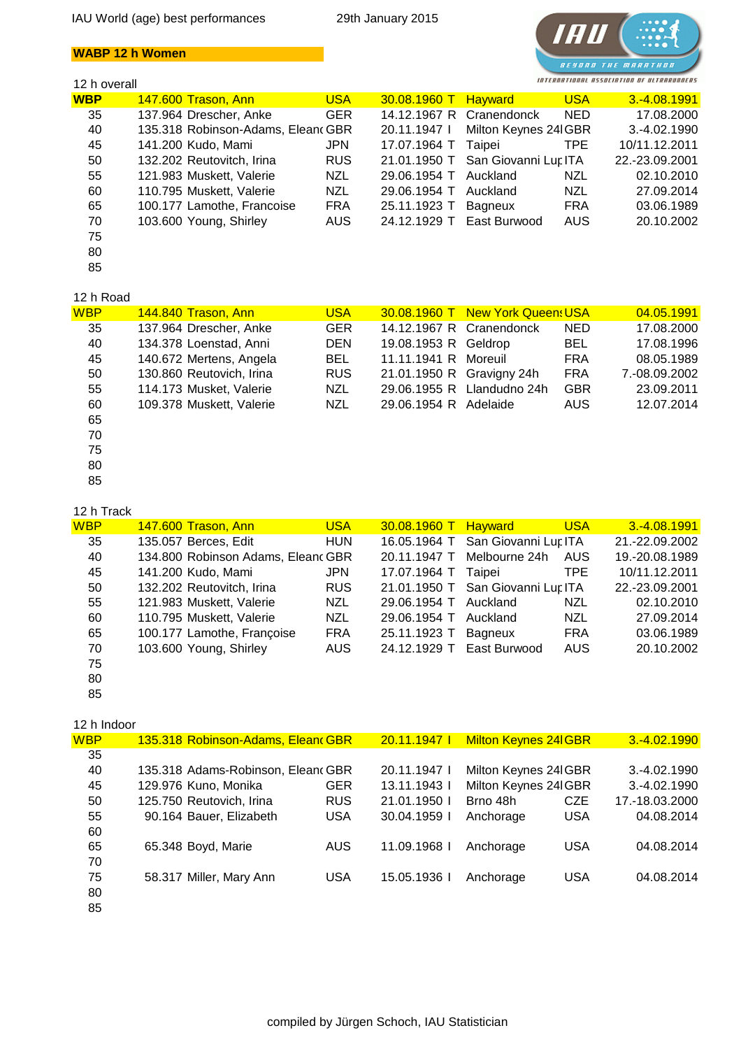IAU World (age) best performances — 29th January 2015

## WABP 12 h Women

### 12 h overall

| Age | Performance | Name | Nat | Born | | Venue | Nat | Date |
|---|---|---|---|---|---|---|---|---|
| WBP | 147.600 | Trason, Ann | USA | 30.08.1960 | T | Hayward | USA | 3.-4.08.1991 |
| 35 | 137.964 | Drescher, Anke | GER | 14.12.1967 | R | Cranendonck | NED | 17.08.2000 |
| 40 | 135.318 | Robinson-Adams, Eleanc | GBR | 20.11.1947 | I | Milton Keynes 24l | GBR | 3.-4.02.1990 |
| 45 | 141.200 | Kudo, Mami | JPN | 17.07.1964 | T | Taipei | TPE | 10/11.12.2011 |
| 50 | 132.202 | Reutovitch, Irina | RUS | 21.01.1950 | T | San Giovanni Lup | ITA | 22.-23.09.2001 |
| 55 | 121.983 | Muskett, Valerie | NZL | 29.06.1954 | T | Auckland | NZL | 02.10.2010 |
| 60 | 110.795 | Muskett, Valerie | NZL | 29.06.1954 | T | Auckland | NZL | 27.09.2014 |
| 65 | 100.177 | Lamothe, Francoise | FRA | 25.11.1923 | T | Bagneux | FRA | 03.06.1989 |
| 70 | 103.600 | Young, Shirley | AUS | 24.12.1929 | T | East Burwood | AUS | 20.10.2002 |
| 75 | | | | | | | | |
| 80 | | | | | | | | |
| 85 | | | | | | | | |

### 12 h Road

| Age | Performance | Name | Nat | Born | | Venue | Nat | Date |
|---|---|---|---|---|---|---|---|---|
| WBP | 144.840 | Trason, Ann | USA | 30.08.1960 | T | New York Queens | USA | 04.05.1991 |
| 35 | 137.964 | Drescher, Anke | GER | 14.12.1967 | R | Cranendonck | NED | 17.08.2000 |
| 40 | 134.378 | Loenstad, Anni | DEN | 19.08.1953 | R | Geldrop | BEL | 17.08.1996 |
| 45 | 140.672 | Mertens, Angela | BEL | 11.11.1941 | R | Moreuil | FRA | 08.05.1989 |
| 50 | 130.860 | Reutovich, Irina | RUS | 21.01.1950 | R | Gravigny 24h | FRA | 7.-08.09.2002 |
| 55 | 114.173 | Musket, Valerie | NZL | 29.06.1955 | R | Llandudno 24h | GBR | 23.09.2011 |
| 60 | 109.378 | Muskett, Valerie | NZL | 29.06.1954 | R | Adelaide | AUS | 12.07.2014 |
| 65 | | | | | | | | |
| 70 | | | | | | | | |
| 75 | | | | | | | | |
| 80 | | | | | | | | |
| 85 | | | | | | | | |

### 12 h Track

| Age | Performance | Name | Nat | Born | | Venue | Nat | Date |
|---|---|---|---|---|---|---|---|---|
| WBP | 147.600 | Trason, Ann | USA | 30.08.1960 | T | Hayward | USA | 3.-4.08.1991 |
| 35 | 135.057 | Berces, Edit | HUN | 16.05.1964 | T | San Giovanni Lup | ITA | 21.-22.09.2002 |
| 40 | 134.800 | Robinson Adams, Eleanc | GBR | 20.11.1947 | T | Melbourne 24h | AUS | 19.-20.08.1989 |
| 45 | 141.200 | Kudo, Mami | JPN | 17.07.1964 | T | Taipei | TPE | 10/11.12.2011 |
| 50 | 132.202 | Reutovitch, Irina | RUS | 21.01.1950 | T | San Giovanni Lup | ITA | 22.-23.09.2001 |
| 55 | 121.983 | Muskett, Valerie | NZL | 29.06.1954 | T | Auckland | NZL | 02.10.2010 |
| 60 | 110.795 | Muskett, Valerie | NZL | 29.06.1954 | T | Auckland | NZL | 27.09.2014 |
| 65 | 100.177 | Lamothe, Françoise | FRA | 25.11.1923 | T | Bagneux | FRA | 03.06.1989 |
| 70 | 103.600 | Young, Shirley | AUS | 24.12.1929 | T | East Burwood | AUS | 20.10.2002 |
| 75 | | | | | | | | |
| 80 | | | | | | | | |
| 85 | | | | | | | | |

### 12 h Indoor

| Age | Performance | Name | Nat | Born | | Venue | Nat | Date |
|---|---|---|---|---|---|---|---|---|
| WBP | 135.318 | Robinson-Adams, Eleanc | GBR | 20.11.1947 | I | Milton Keynes 24l | GBR | 3.-4.02.1990 |
| 35 | | | | | | | | |
| 40 | 135.318 | Adams-Robinson, Eleanc | GBR | 20.11.1947 | I | Milton Keynes 24l | GBR | 3.-4.02.1990 |
| 45 | 129.976 | Kuno, Monika | GER | 13.11.1943 | I | Milton Keynes 24l | GBR | 3.-4.02.1990 |
| 50 | 125.750 | Reutovich, Irina | RUS | 21.01.1950 | I | Brno 48h | CZE | 17.-18.03.2000 |
| 55 | 90.164 | Bauer, Elizabeth | USA | 30.04.1959 | I | Anchorage | USA | 04.08.2014 |
| 60 | | | | | | | | |
| 65 | 65.348 | Boyd, Marie | AUS | 11.09.1968 | I | Anchorage | USA | 04.08.2014 |
| 70 | | | | | | | | |
| 75 | 58.317 | Miller, Mary Ann | USA | 15.05.1936 | I | Anchorage | USA | 04.08.2014 |
| 80 | | | | | | | | |
| 85 | | | | | | | | |

compiled by Jürgen Schoch, IAU Statistician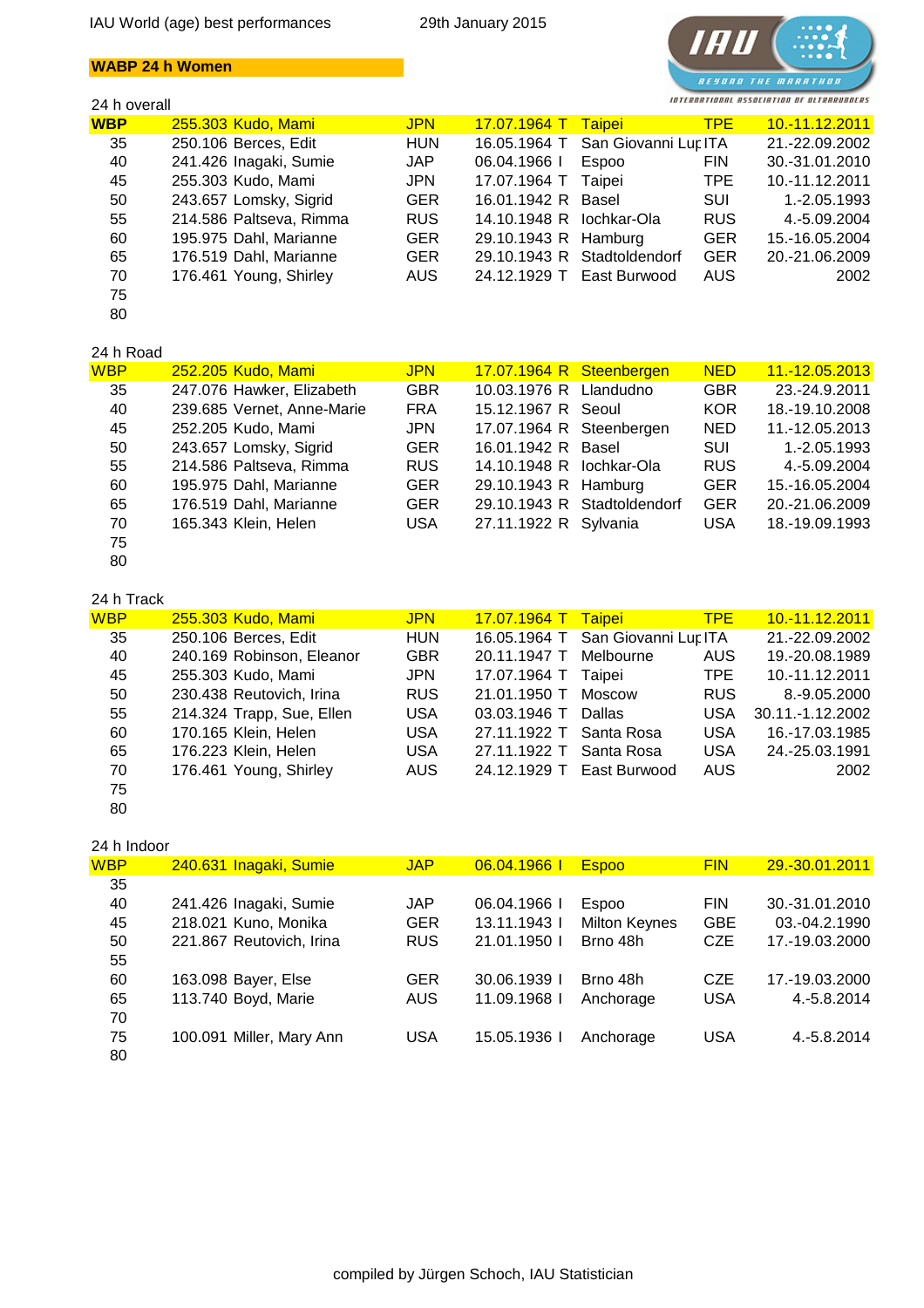IAU World (age) best performances — 29th January 2015

**WABP 24 h Women**

### 24 h overall

| Age | Performance | Name | Nat | Born | Type | Venue | Country | Date |
|---|---|---|---|---|---|---|---|---|
| WBP | 255.303 | Kudo, Mami | JPN | 17.07.1964 | T | Taipei | TPE | 10.-11.12.2011 |
| 35 | 250.106 | Berces, Edit | HUN | 16.05.1964 | T | San Giovanni Lup | ITA | 21.-22.09.2002 |
| 40 | 241.426 | Inagaki, Sumie | JAP | 06.04.1966 | I | Espoo | FIN | 30.-31.01.2010 |
| 45 | 255.303 | Kudo, Mami | JPN | 17.07.1964 | T | Taipei | TPE | 10.-11.12.2011 |
| 50 | 243.657 | Lomsky, Sigrid | GER | 16.01.1942 | R | Basel | SUI | 1.-2.05.1993 |
| 55 | 214.586 | Paltseva, Rimma | RUS | 14.10.1948 | R | Iochkar-Ola | RUS | 4.-5.09.2004 |
| 60 | 195.975 | Dahl, Marianne | GER | 29.10.1943 | R | Hamburg | GER | 15.-16.05.2004 |
| 65 | 176.519 | Dahl, Marianne | GER | 29.10.1943 | R | Stadtoldendorf | GER | 20.-21.06.2009 |
| 70 | 176.461 | Young, Shirley | AUS | 24.12.1929 | T | East Burwood | AUS | 2002 |
| 75 | | | | | | | | |
| 80 | | | | | | | | |

### 24 h Road

| Age | Performance | Name | Nat | Born | Type | Venue | Country | Date |
|---|---|---|---|---|---|---|---|---|
| WBP | 252.205 | Kudo, Mami | JPN | 17.07.1964 | R | Steenbergen | NED | 11.-12.05.2013 |
| 35 | 247.076 | Hawker, Elizabeth | GBR | 10.03.1976 | R | Llandudno | GBR | 23.-24.9.2011 |
| 40 | 239.685 | Vernet, Anne-Marie | FRA | 15.12.1967 | R | Seoul | KOR | 18.-19.10.2008 |
| 45 | 252.205 | Kudo, Mami | JPN | 17.07.1964 | R | Steenbergen | NED | 11.-12.05.2013 |
| 50 | 243.657 | Lomsky, Sigrid | GER | 16.01.1942 | R | Basel | SUI | 1.-2.05.1993 |
| 55 | 214.586 | Paltseva, Rimma | RUS | 14.10.1948 | R | Iochkar-Ola | RUS | 4.-5.09.2004 |
| 60 | 195.975 | Dahl, Marianne | GER | 29.10.1943 | R | Hamburg | GER | 15.-16.05.2004 |
| 65 | 176.519 | Dahl, Marianne | GER | 29.10.1943 | R | Stadtoldendorf | GER | 20.-21.06.2009 |
| 70 | 165.343 | Klein, Helen | USA | 27.11.1922 | R | Sylvania | USA | 18.-19.09.1993 |
| 75 | | | | | | | | |
| 80 | | | | | | | | |

### 24 h Track

| Age | Performance | Name | Nat | Born | Type | Venue | Country | Date |
|---|---|---|---|---|---|---|---|---|
| WBP | 255.303 | Kudo, Mami | JPN | 17.07.1964 | T | Taipei | TPE | 10.-11.12.2011 |
| 35 | 250.106 | Berces, Edit | HUN | 16.05.1964 | T | San Giovanni Lup | ITA | 21.-22.09.2002 |
| 40 | 240.169 | Robinson, Eleanor | GBR | 20.11.1947 | T | Melbourne | AUS | 19.-20.08.1989 |
| 45 | 255.303 | Kudo, Mami | JPN | 17.07.1964 | T | Taipei | TPE | 10.-11.12.2011 |
| 50 | 230.438 | Reutovich, Irina | RUS | 21.01.1950 | T | Moscow | RUS | 8.-9.05.2000 |
| 55 | 214.324 | Trapp, Sue, Ellen | USA | 03.03.1946 | T | Dallas | USA | 30.11.-1.12.2002 |
| 60 | 170.165 | Klein, Helen | USA | 27.11.1922 | T | Santa Rosa | USA | 16.-17.03.1985 |
| 65 | 176.223 | Klein, Helen | USA | 27.11.1922 | T | Santa Rosa | USA | 24.-25.03.1991 |
| 70 | 176.461 | Young, Shirley | AUS | 24.12.1929 | T | East Burwood | AUS | 2002 |
| 75 | | | | | | | | |
| 80 | | | | | | | | |

### 24 h Indoor

| Age | Performance | Name | Nat | Born | Type | Venue | Country | Date |
|---|---|---|---|---|---|---|---|---|
| WBP | 240.631 | Inagaki, Sumie | JAP | 06.04.1966 | I | Espoo | FIN | 29.-30.01.2011 |
| 35 | | | | | | | | |
| 40 | 241.426 | Inagaki, Sumie | JAP | 06.04.1966 | I | Espoo | FIN | 30.-31.01.2010 |
| 45 | 218.021 | Kuno, Monika | GER | 13.11.1943 | I | Milton Keynes | GBE | 03.-04.2.1990 |
| 50 | 221.867 | Reutovich, Irina | RUS | 21.01.1950 | I | Brno 48h | CZE | 17.-19.03.2000 |
| 55 | | | | | | | | |
| 60 | 163.098 | Bayer, Else | GER | 30.06.1939 | I | Brno 48h | CZE | 17.-19.03.2000 |
| 65 | 113.740 | Boyd, Marie | AUS | 11.09.1968 | I | Anchorage | USA | 4.-5.8.2014 |
| 70 | | | | | | | | |
| 75 | 100.091 | Miller, Mary Ann | USA | 15.05.1936 | I | Anchorage | USA | 4.-5.8.2014 |
| 80 | | | | | | | | |

compiled by Jürgen Schoch, IAU Statistician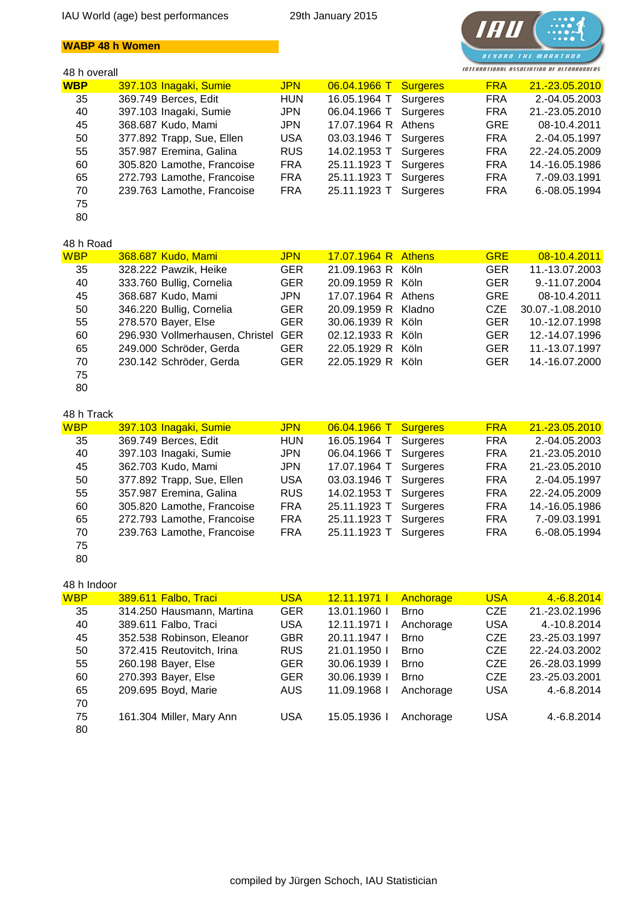IAU World (age) best performances 29th January 2015

**WABP 48 h Women**

### 48 h overall

| | Perf. | Name | Nat. | Born | | Venue | Ctry | Date |
|---|---|---|---|---|---|---|---|---|
| **WBP** | 397.103 | Inagaki, Sumie | JPN | 06.04.1966 | T | Surgeres | FRA | 21.-23.05.2010 |
| 35 | 369.749 | Berces, Edit | HUN | 16.05.1964 | T | Surgeres | FRA | 2.-04.05.2003 |
| 40 | 397.103 | Inagaki, Sumie | JPN | 06.04.1966 | T | Surgeres | FRA | 21.-23.05.2010 |
| 45 | 368.687 | Kudo, Mami | JPN | 17.07.1964 | R | Athens | GRE | 08-10.4.2011 |
| 50 | 377.892 | Trapp, Sue, Ellen | USA | 03.03.1946 | T | Surgeres | FRA | 2.-04.05.1997 |
| 55 | 357.987 | Eremina, Galina | RUS | 14.02.1953 | T | Surgeres | FRA | 22.-24.05.2009 |
| 60 | 305.820 | Lamothe, Francoise | FRA | 25.11.1923 | T | Surgeres | FRA | 14.-16.05.1986 |
| 65 | 272.793 | Lamothe, Francoise | FRA | 25.11.1923 | T | Surgeres | FRA | 7.-09.03.1991 |
| 70 | 239.763 | Lamothe, Francoise | FRA | 25.11.1923 | T | Surgeres | FRA | 6.-08.05.1994 |
| 75 | | | | | | | | |
| 80 | | | | | | | | |

### 48 h Road

| | Perf. | Name | Nat. | Born | | Venue | Ctry | Date |
|---|---|---|---|---|---|---|---|---|
| **WBP** | 368.687 | Kudo, Mami | JPN | 17.07.1964 | R | Athens | GRE | 08-10.4.2011 |
| 35 | 328.222 | Pawzik, Heike | GER | 21.09.1963 | R | Köln | GER | 11.-13.07.2003 |
| 40 | 333.760 | Bullig, Cornelia | GER | 20.09.1959 | R | Köln | GER | 9.-11.07.2004 |
| 45 | 368.687 | Kudo, Mami | JPN | 17.07.1964 | R | Athens | GRE | 08-10.4.2011 |
| 50 | 346.220 | Bullig, Cornelia | GER | 20.09.1959 | R | Kladno | CZE | 30.07.-1.08.2010 |
| 55 | 278.570 | Bayer, Else | GER | 30.06.1939 | R | Köln | GER | 10.-12.07.1998 |
| 60 | 296.930 | Vollmerhausen, Christel | GER | 02.12.1933 | R | Köln | GER | 12.-14.07.1996 |
| 65 | 249.000 | Schröder, Gerda | GER | 22.05.1929 | R | Köln | GER | 11.-13.07.1997 |
| 70 | 230.142 | Schröder, Gerda | GER | 22.05.1929 | R | Köln | GER | 14.-16.07.2000 |
| 75 | | | | | | | | |
| 80 | | | | | | | | |

### 48 h Track

| | Perf. | Name | Nat. | Born | | Venue | Ctry | Date |
|---|---|---|---|---|---|---|---|---|
| **WBP** | 397.103 | Inagaki, Sumie | JPN | 06.04.1966 | T | Surgeres | FRA | 21.-23.05.2010 |
| 35 | 369.749 | Berces, Edit | HUN | 16.05.1964 | T | Surgeres | FRA | 2.-04.05.2003 |
| 40 | 397.103 | Inagaki, Sumie | JPN | 06.04.1966 | T | Surgeres | FRA | 21.-23.05.2010 |
| 45 | 362.703 | Kudo, Mami | JPN | 17.07.1964 | T | Surgeres | FRA | 21.-23.05.2010 |
| 50 | 377.892 | Trapp, Sue, Ellen | USA | 03.03.1946 | T | Surgeres | FRA | 2.-04.05.1997 |
| 55 | 357.987 | Eremina, Galina | RUS | 14.02.1953 | T | Surgeres | FRA | 22.-24.05.2009 |
| 60 | 305.820 | Lamothe, Francoise | FRA | 25.11.1923 | T | Surgeres | FRA | 14.-16.05.1986 |
| 65 | 272.793 | Lamothe, Francoise | FRA | 25.11.1923 | T | Surgeres | FRA | 7.-09.03.1991 |
| 70 | 239.763 | Lamothe, Francoise | FRA | 25.11.1923 | T | Surgeres | FRA | 6.-08.05.1994 |
| 75 | | | | | | | | |
| 80 | | | | | | | | |

### 48 h Indoor

| | Perf. | Name | Nat. | Born | | Venue | Ctry | Date |
|---|---|---|---|---|---|---|---|---|
| **WBP** | 389.611 | Falbo, Traci | USA | 12.11.1971 | I | Anchorage | USA | 4.-6.8.2014 |
| 35 | 314.250 | Hausmann, Martina | GER | 13.01.1960 | I | Brno | CZE | 21.-23.02.1996 |
| 40 | 389.611 | Falbo, Traci | USA | 12.11.1971 | I | Anchorage | USA | 4.-10.8.2014 |
| 45 | 352.538 | Robinson, Eleanor | GBR | 20.11.1947 | I | Brno | CZE | 23.-25.03.1997 |
| 50 | 372.415 | Reutovitch, Irina | RUS | 21.01.1950 | I | Brno | CZE | 22.-24.03.2002 |
| 55 | 260.198 | Bayer, Else | GER | 30.06.1939 | I | Brno | CZE | 26.-28.03.1999 |
| 60 | 270.393 | Bayer, Else | GER | 30.06.1939 | I | Brno | CZE | 23.-25.03.2001 |
| 65 | 209.695 | Boyd, Marie | AUS | 11.09.1968 | I | Anchorage | USA | 4.-6.8.2014 |
| 70 | | | | | | | | |
| 75 | 161.304 | Miller, Mary Ann | USA | 15.05.1936 | I | Anchorage | USA | 4.-6.8.2014 |
| 80 | | | | | | | | |

compiled by Jürgen Schoch, IAU Statistician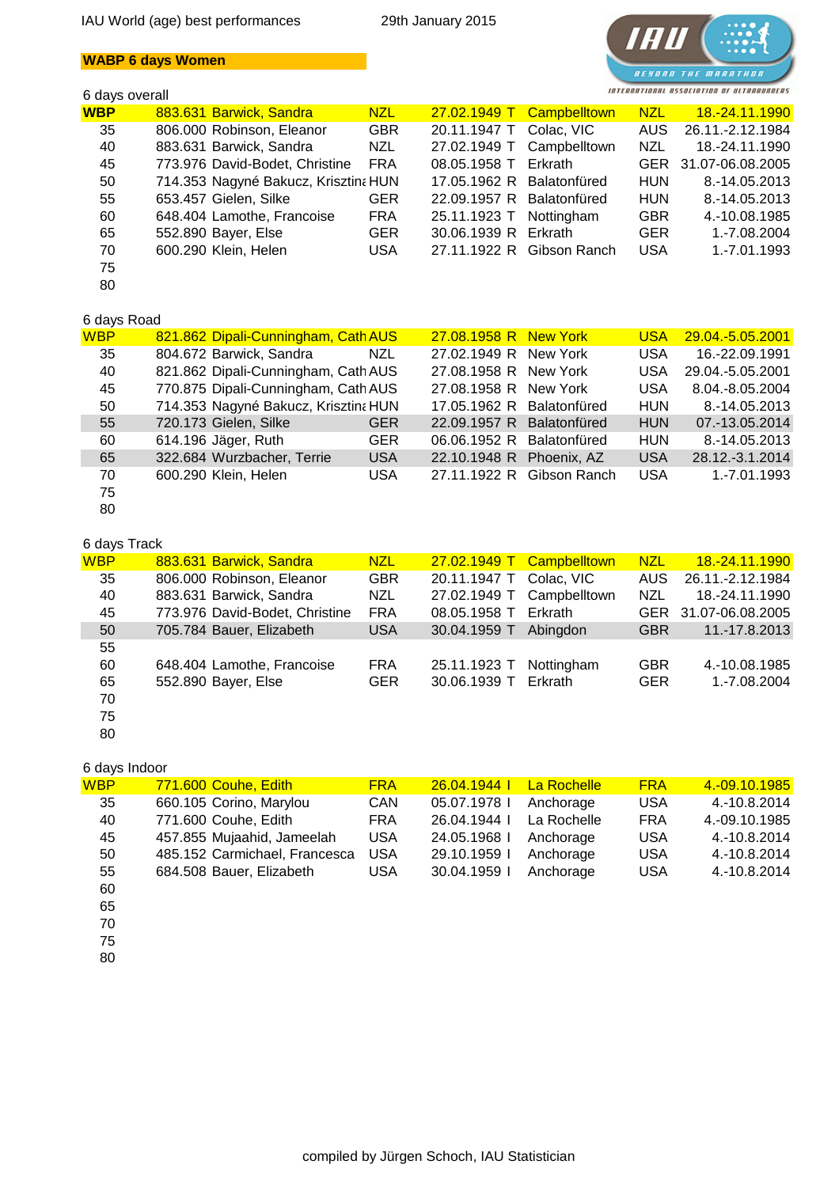IAU World (age) best performances 29th January 2015

**WABP 6 days Women**

6 days overall

| | | | | | | | | |
|---|---|---|---|---|---|---|---|---|
| **WBP** | 883.631 | Barwick, Sandra | NZL | 27.02.1949 | T | Campbelltown | NZL | 18.-24.11.1990 |
| 35 | 806.000 | Robinson, Eleanor | GBR | 20.11.1947 | T | Colac, VIC | AUS | 26.11.-2.12.1984 |
| 40 | 883.631 | Barwick, Sandra | NZL | 27.02.1949 | T | Campbelltown | NZL | 18.-24.11.1990 |
| 45 | 773.976 | David-Bodet, Christine | FRA | 08.05.1958 | T | Erkrath | GER | 31.07-06.08.2005 |
| 50 | 714.353 | Nagyné Bakucz, Krisztina | HUN | 17.05.1962 | R | Balatonfüred | HUN | 8.-14.05.2013 |
| 55 | 653.457 | Gielen, Silke | GER | 22.09.1957 | R | Balatonfüred | HUN | 8.-14.05.2013 |
| 60 | 648.404 | Lamothe, Francoise | FRA | 25.11.1923 | T | Nottingham | GBR | 4.-10.08.1985 |
| 65 | 552.890 | Bayer, Else | GER | 30.06.1939 | R | Erkrath | GER | 1.-7.08.2004 |
| 70 | 600.290 | Klein, Helen | USA | 27.11.1922 | R | Gibson Ranch | USA | 1.-7.01.1993 |
| 75 | | | | | | | | |
| 80 | | | | | | | | |

6 days Road

| | | | | | | | | |
|---|---|---|---|---|---|---|---|---|
| WBP | 821.862 | Dipali-Cunningham, Cath | AUS | 27.08.1958 | R | New York | USA | 29.04.-5.05.2001 |
| 35 | 804.672 | Barwick, Sandra | NZL | 27.02.1949 | R | New York | USA | 16.-22.09.1991 |
| 40 | 821.862 | Dipali-Cunningham, Cath | AUS | 27.08.1958 | R | New York | USA | 29.04.-5.05.2001 |
| 45 | 770.875 | Dipali-Cunningham, Cath | AUS | 27.08.1958 | R | New York | USA | 8.04.-8.05.2004 |
| 50 | 714.353 | Nagyné Bakucz, Krisztina | HUN | 17.05.1962 | R | Balatonfüred | HUN | 8.-14.05.2013 |
| 55 | 720.173 | Gielen, Silke | GER | 22.09.1957 | R | Balatonfüred | HUN | 07.-13.05.2014 |
| 60 | 614.196 | Jäger, Ruth | GER | 06.06.1952 | R | Balatonfüred | HUN | 8.-14.05.2013 |
| 65 | 322.684 | Wurzbacher, Terrie | USA | 22.10.1948 | R | Phoenix, AZ | USA | 28.12.-3.1.2014 |
| 70 | 600.290 | Klein, Helen | USA | 27.11.1922 | R | Gibson Ranch | USA | 1.-7.01.1993 |
| 75 | | | | | | | | |
| 80 | | | | | | | | |

6 days Track

| | | | | | | | | |
|---|---|---|---|---|---|---|---|---|
| WBP | 883.631 | Barwick, Sandra | NZL | 27.02.1949 | T | Campbelltown | NZL | 18.-24.11.1990 |
| 35 | 806.000 | Robinson, Eleanor | GBR | 20.11.1947 | T | Colac, VIC | AUS | 26.11.-2.12.1984 |
| 40 | 883.631 | Barwick, Sandra | NZL | 27.02.1949 | T | Campbelltown | NZL | 18.-24.11.1990 |
| 45 | 773.976 | David-Bodet, Christine | FRA | 08.05.1958 | T | Erkrath | GER | 31.07-06.08.2005 |
| 50 | 705.784 | Bauer, Elizabeth | USA | 30.04.1959 | T | Abingdon | GBR | 11.-17.8.2013 |
| 55 | | | | | | | | |
| 60 | 648.404 | Lamothe, Francoise | FRA | 25.11.1923 | T | Nottingham | GBR | 4.-10.08.1985 |
| 65 | 552.890 | Bayer, Else | GER | 30.06.1939 | T | Erkrath | GER | 1.-7.08.2004 |
| 70 | | | | | | | | |
| 75 | | | | | | | | |
| 80 | | | | | | | | |

6 days Indoor

| | | | | | | | | |
|---|---|---|---|---|---|---|---|---|
| WBP | 771.600 | Couhe, Edith | FRA | 26.04.1944 | I | La Rochelle | FRA | 4.-09.10.1985 |
| 35 | 660.105 | Corino, Marylou | CAN | 05.07.1978 | I | Anchorage | USA | 4.-10.8.2014 |
| 40 | 771.600 | Couhe, Edith | FRA | 26.04.1944 | I | La Rochelle | FRA | 4.-09.10.1985 |
| 45 | 457.855 | Mujaahid, Jameelah | USA | 24.05.1968 | I | Anchorage | USA | 4.-10.8.2014 |
| 50 | 485.152 | Carmichael, Francesca | USA | 29.10.1959 | I | Anchorage | USA | 4.-10.8.2014 |
| 55 | 684.508 | Bauer, Elizabeth | USA | 30.04.1959 | I | Anchorage | USA | 4.-10.8.2014 |
| 60 | | | | | | | | |
| 65 | | | | | | | | |
| 70 | | | | | | | | |
| 75 | | | | | | | | |
| 80 | | | | | | | | |

compiled by Jürgen Schoch, IAU Statistician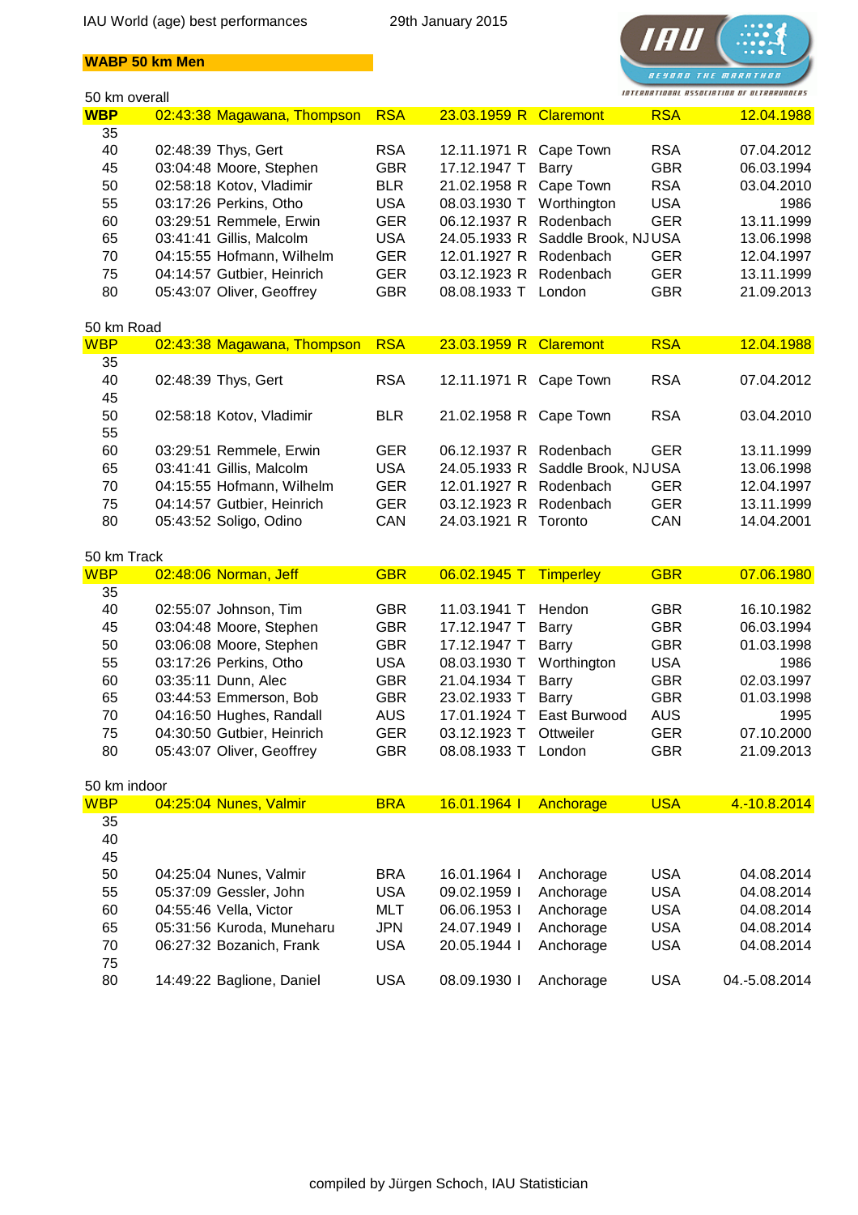IAU World (age) best performances 29th January 2015

**WABP 50 km Men**

INTERNATIONAL ASSOCIATION OF ULTRARUNNERS

50 km overall

| | | | | | | | | |
|---|---|---|---|---|---|---|---|---|
| **WBP** | 02:43:38 | Magawana, Thompson | RSA | 23.03.1959 | R | Claremont | RSA | 12.04.1988 |
| 35 | | | | | | | | |
| 40 | 02:48:39 | Thys, Gert | RSA | 12.11.1971 | R | Cape Town | RSA | 07.04.2012 |
| 45 | 03:04:48 | Moore, Stephen | GBR | 17.12.1947 | T | Barry | GBR | 06.03.1994 |
| 50 | 02:58:18 | Kotov, Vladimir | BLR | 21.02.1958 | R | Cape Town | RSA | 03.04.2010 |
| 55 | 03:17:26 | Perkins, Otho | USA | 08.03.1930 | T | Worthington | USA | 1986 |
| 60 | 03:29:51 | Remmele, Erwin | GER | 06.12.1937 | R | Rodenbach | GER | 13.11.1999 |
| 65 | 03:41:41 | Gillis, Malcolm | USA | 24.05.1933 | R | Saddle Brook, NJ | USA | 13.06.1998 |
| 70 | 04:15:55 | Hofmann, Wilhelm | GER | 12.01.1927 | R | Rodenbach | GER | 12.04.1997 |
| 75 | 04:14:57 | Gutbier, Heinrich | GER | 03.12.1923 | R | Rodenbach | GER | 13.11.1999 |
| 80 | 05:43:07 | Oliver, Geoffrey | GBR | 08.08.1933 | T | London | GBR | 21.09.2013 |

50 km Road

| | | | | | | | | |
|---|---|---|---|---|---|---|---|---|
| WBP | 02:43:38 | Magawana, Thompson | RSA | 23.03.1959 | R | Claremont | RSA | 12.04.1988 |
| 35 | | | | | | | | |
| 40 | 02:48:39 | Thys, Gert | RSA | 12.11.1971 | R | Cape Town | RSA | 07.04.2012 |
| 45 | | | | | | | | |
| 50 | 02:58:18 | Kotov, Vladimir | BLR | 21.02.1958 | R | Cape Town | RSA | 03.04.2010 |
| 55 | | | | | | | | |
| 60 | 03:29:51 | Remmele, Erwin | GER | 06.12.1937 | R | Rodenbach | GER | 13.11.1999 |
| 65 | 03:41:41 | Gillis, Malcolm | USA | 24.05.1933 | R | Saddle Brook, NJ | USA | 13.06.1998 |
| 70 | 04:15:55 | Hofmann, Wilhelm | GER | 12.01.1927 | R | Rodenbach | GER | 12.04.1997 |
| 75 | 04:14:57 | Gutbier, Heinrich | GER | 03.12.1923 | R | Rodenbach | GER | 13.11.1999 |
| 80 | 05:43:52 | Soligo, Odino | CAN | 24.03.1921 | R | Toronto | CAN | 14.04.2001 |

50 km Track

| | | | | | | | | |
|---|---|---|---|---|---|---|---|---|
| WBP | 02:48:06 | Norman, Jeff | GBR | 06.02.1945 | T | Timperley | GBR | 07.06.1980 |
| 35 | | | | | | | | |
| 40 | 02:55:07 | Johnson, Tim | GBR | 11.03.1941 | T | Hendon | GBR | 16.10.1982 |
| 45 | 03:04:48 | Moore, Stephen | GBR | 17.12.1947 | T | Barry | GBR | 06.03.1994 |
| 50 | 03:06:08 | Moore, Stephen | GBR | 17.12.1947 | T | Barry | GBR | 01.03.1998 |
| 55 | 03:17:26 | Perkins, Otho | USA | 08.03.1930 | T | Worthington | USA | 1986 |
| 60 | 03:35:11 | Dunn, Alec | GBR | 21.04.1934 | T | Barry | GBR | 02.03.1997 |
| 65 | 03:44:53 | Emmerson, Bob | GBR | 23.02.1933 | T | Barry | GBR | 01.03.1998 |
| 70 | 04:16:50 | Hughes, Randall | AUS | 17.01.1924 | T | East Burwood | AUS | 1995 |
| 75 | 04:30:50 | Gutbier, Heinrich | GER | 03.12.1923 | T | Ottweiler | GER | 07.10.2000 |
| 80 | 05:43:07 | Oliver, Geoffrey | GBR | 08.08.1933 | T | London | GBR | 21.09.2013 |

50 km indoor

| | | | | | | | | |
|---|---|---|---|---|---|---|---|---|
| WBP | 04:25:04 | Nunes, Valmir | BRA | 16.01.1964 | I | Anchorage | USA | 4.-10.8.2014 |
| 35 | | | | | | | | |
| 40 | | | | | | | | |
| 45 | | | | | | | | |
| 50 | 04:25:04 | Nunes, Valmir | BRA | 16.01.1964 | I | Anchorage | USA | 04.08.2014 |
| 55 | 05:37:09 | Gessler, John | USA | 09.02.1959 | I | Anchorage | USA | 04.08.2014 |
| 60 | 04:55:46 | Vella, Victor | MLT | 06.06.1953 | I | Anchorage | USA | 04.08.2014 |
| 65 | 05:31:56 | Kuroda, Muneharu | JPN | 24.07.1949 | I | Anchorage | USA | 04.08.2014 |
| 70 | 06:27:32 | Bozanich, Frank | USA | 20.05.1944 | I | Anchorage | USA | 04.08.2014 |
| 75 | | | | | | | | |
| 80 | 14:49:22 | Baglione, Daniel | USA | 08.09.1930 | I | Anchorage | USA | 04.-5.08.2014 |

compiled by Jürgen Schoch, IAU Statistician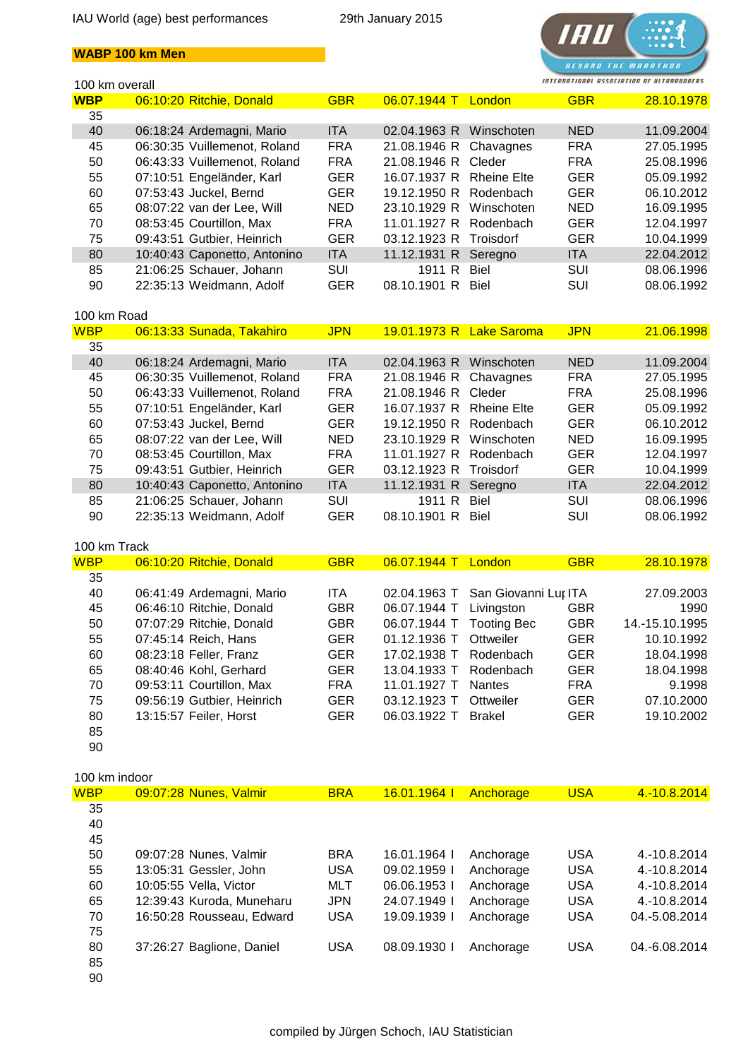IAU World (age) best performances 29th January 2015

## WABP 100 km Men

### 100 km overall

| | Time | Name | Nat | Born | | Venue | Country | Date |
|---|---|---|---|---|---|---|---|---|
| **WBP** | 06:10:20 | Ritchie, Donald | GBR | 06.07.1944 | T | London | GBR | 28.10.1978 |
| 35 | | | | | | | | |
| 40 | 06:18:24 | Ardemagni, Mario | ITA | 02.04.1963 | R | Winschoten | NED | 11.09.2004 |
| 45 | 06:30:35 | Vuillemenot, Roland | FRA | 21.08.1946 | R | Chavagnes | FRA | 27.05.1995 |
| 50 | 06:43:33 | Vuillemenot, Roland | FRA | 21.08.1946 | R | Cleder | FRA | 25.08.1996 |
| 55 | 07:10:51 | Engeländer, Karl | GER | 16.07.1937 | R | Rheine Elte | GER | 05.09.1992 |
| 60 | 07:53:43 | Juckel, Bernd | GER | 19.12.1950 | R | Rodenbach | GER | 06.10.2012 |
| 65 | 08:07:22 | van der Lee, Will | NED | 23.10.1929 | R | Winschoten | NED | 16.09.1995 |
| 70 | 08:53:45 | Courtillon, Max | FRA | 11.01.1927 | R | Rodenbach | GER | 12.04.1997 |
| 75 | 09:43:51 | Gutbier, Heinrich | GER | 03.12.1923 | R | Troisdorf | GER | 10.04.1999 |
| 80 | 10:40:43 | Caponetto, Antonino | ITA | 11.12.1931 | R | Seregno | ITA | 22.04.2012 |
| 85 | 21:06:25 | Schauer, Johann | SUI | 1911 | R | Biel | SUI | 08.06.1996 |
| 90 | 22:35:13 | Weidmann, Adolf | GER | 08.10.1901 | R | Biel | SUI | 08.06.1992 |

### 100 km Road

| | Time | Name | Nat | Born | | Venue | Country | Date |
|---|---|---|---|---|---|---|---|---|
| WBP | 06:13:33 | Sunada, Takahiro | JPN | 19.01.1973 | R | Lake Saroma | JPN | 21.06.1998 |
| 35 | | | | | | | | |
| 40 | 06:18:24 | Ardemagni, Mario | ITA | 02.04.1963 | R | Winschoten | NED | 11.09.2004 |
| 45 | 06:30:35 | Vuillemenot, Roland | FRA | 21.08.1946 | R | Chavagnes | FRA | 27.05.1995 |
| 50 | 06:43:33 | Vuillemenot, Roland | FRA | 21.08.1946 | R | Cleder | FRA | 25.08.1996 |
| 55 | 07:10:51 | Engeländer, Karl | GER | 16.07.1937 | R | Rheine Elte | GER | 05.09.1992 |
| 60 | 07:53:43 | Juckel, Bernd | GER | 19.12.1950 | R | Rodenbach | GER | 06.10.2012 |
| 65 | 08:07:22 | van der Lee, Will | NED | 23.10.1929 | R | Winschoten | NED | 16.09.1995 |
| 70 | 08:53:45 | Courtillon, Max | FRA | 11.01.1927 | R | Rodenbach | GER | 12.04.1997 |
| 75 | 09:43:51 | Gutbier, Heinrich | GER | 03.12.1923 | R | Troisdorf | GER | 10.04.1999 |
| 80 | 10:40:43 | Caponetto, Antonino | ITA | 11.12.1931 | R | Seregno | ITA | 22.04.2012 |
| 85 | 21:06:25 | Schauer, Johann | SUI | 1911 | R | Biel | SUI | 08.06.1996 |
| 90 | 22:35:13 | Weidmann, Adolf | GER | 08.10.1901 | R | Biel | SUI | 08.06.1992 |

### 100 km Track

| | Time | Name | Nat | Born | | Venue | Country | Date |
|---|---|---|---|---|---|---|---|---|
| WBP | 06:10:20 | Ritchie, Donald | GBR | 06.07.1944 | T | London | GBR | 28.10.1978 |
| 35 | | | | | | | | |
| 40 | 06:41:49 | Ardemagni, Mario | ITA | 02.04.1963 | T | San Giovanni Lu | ITA | 27.09.2003 |
| 45 | 06:46:10 | Ritchie, Donald | GBR | 06.07.1944 | T | Livingston | GBR | 1990 |
| 50 | 07:07:29 | Ritchie, Donald | GBR | 06.07.1944 | T | Tooting Bec | GBR | 14.-15.10.1995 |
| 55 | 07:45:14 | Reich, Hans | GER | 01.12.1936 | T | Ottweiler | GER | 10.10.1992 |
| 60 | 08:23:18 | Feller, Franz | GER | 17.02.1938 | T | Rodenbach | GER | 18.04.1998 |
| 65 | 08:40:46 | Kohl, Gerhard | GER | 13.04.1933 | T | Rodenbach | GER | 18.04.1998 |
| 70 | 09:53:11 | Courtillon, Max | FRA | 11.01.1927 | T | Nantes | FRA | 9.1998 |
| 75 | 09:56:19 | Gutbier, Heinrich | GER | 03.12.1923 | T | Ottweiler | GER | 07.10.2000 |
| 80 | 13:15:57 | Feiler, Horst | GER | 06.03.1922 | T | Brakel | GER | 19.10.2002 |
| 85 | | | | | | | | |
| 90 | | | | | | | | |

### 100 km indoor

| | Time | Name | Nat | Born | | Venue | Country | Date |
|---|---|---|---|---|---|---|---|---|
| WBP | 09:07:28 | Nunes, Valmir | BRA | 16.01.1964 | I | Anchorage | USA | 4.-10.8.2014 |
| 35 | | | | | | | | |
| 40 | | | | | | | | |
| 45 | | | | | | | | |
| 50 | 09:07:28 | Nunes, Valmir | BRA | 16.01.1964 | I | Anchorage | USA | 4.-10.8.2014 |
| 55 | 13:05:31 | Gessler, John | USA | 09.02.1959 | I | Anchorage | USA | 4.-10.8.2014 |
| 60 | 10:05:55 | Vella, Victor | MLT | 06.06.1953 | I | Anchorage | USA | 4.-10.8.2014 |
| 65 | 12:39:43 | Kuroda, Muneharu | JPN | 24.07.1949 | I | Anchorage | USA | 4.-10.8.2014 |
| 70 | 16:50:28 | Rousseau, Edward | USA | 19.09.1939 | I | Anchorage | USA | 04.-5.08.2014 |
| 75 | | | | | | | | |
| 80 | 37:26:27 | Baglione, Daniel | USA | 08.09.1930 | I | Anchorage | USA | 04.-6.08.2014 |
| 85 | | | | | | | | |
| 90 | | | | | | | | |

compiled by Jürgen Schoch, IAU Statistician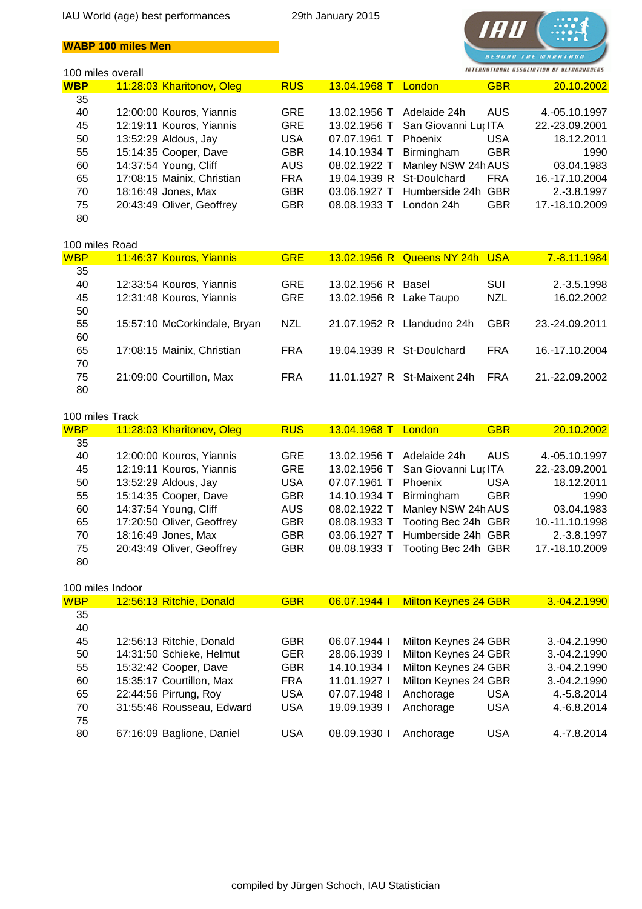IAU World (age) best performances 29th January 2015

**WABP 100 miles Men**

INTERNATIONAL ASSOCIATION OF ULTRARUNNERS

100 miles overall

| | | | | | | |
|---|---|---|---|---|---|---|
| **WBP** | 11:28:03 Kharitonov, Oleg | RUS | 13.04.1968 T | London | GBR | 20.10.2002 |
| 35 | | | | | | |
| 40 | 12:00:00 Kouros, Yiannis | GRE | 13.02.1956 T | Adelaide 24h | AUS | 4.-05.10.1997 |
| 45 | 12:19:11 Kouros, Yiannis | GRE | 13.02.1956 T | San Giovanni Lu| ITA | 22.-23.09.2001 |
| 50 | 13:52:29 Aldous, Jay | USA | 07.07.1961 T | Phoenix | USA | 18.12.2011 |
| 55 | 15:14:35 Cooper, Dave | GBR | 14.10.1934 T | Birmingham | GBR | 1990 |
| 60 | 14:37:54 Young, Cliff | AUS | 08.02.1922 T | Manley NSW 24h | AUS | 03.04.1983 |
| 65 | 17:08:15 Mainix, Christian | FRA | 19.04.1939 R | St-Doulchard | FRA | 16.-17.10.2004 |
| 70 | 18:16:49 Jones, Max | GBR | 03.06.1927 T | Humberside 24h | GBR | 2.-3.8.1997 |
| 75 | 20:43:49 Oliver, Geoffrey | GBR | 08.08.1933 T | London 24h | GBR | 17.-18.10.2009 |
| 80 | | | | | | |

100 miles Road

| | | | | | | |
|---|---|---|---|---|---|---|
| WBP | 11:46:37 Kouros, Yiannis | GRE | 13.02.1956 R | Queens NY 24h | USA | 7.-8.11.1984 |
| 35 | | | | | | |
| 40 | 12:33:54 Kouros, Yiannis | GRE | 13.02.1956 R | Basel | SUI | 2.-3.5.1998 |
| 45 | 12:31:48 Kouros, Yiannis | GRE | 13.02.1956 R | Lake Taupo | NZL | 16.02.2002 |
| 50 | | | | | | |
| 55 | 15:57:10 McCorkindale, Bryan | NZL | 21.07.1952 R | Llandudno 24h | GBR | 23.-24.09.2011 |
| 60 | | | | | | |
| 65 | 17:08:15 Mainix, Christian | FRA | 19.04.1939 R | St-Doulchard | FRA | 16.-17.10.2004 |
| 70 | | | | | | |
| 75 | 21:09:00 Courtillon, Max | FRA | 11.01.1927 R | St-Maixent 24h | FRA | 21.-22.09.2002 |
| 80 | | | | | | |

100 miles Track

| | | | | | | |
|---|---|---|---|---|---|---|
| WBP | 11:28:03 Kharitonov, Oleg | RUS | 13.04.1968 T | London | GBR | 20.10.2002 |
| 35 | | | | | | |
| 40 | 12:00:00 Kouros, Yiannis | GRE | 13.02.1956 T | Adelaide 24h | AUS | 4.-05.10.1997 |
| 45 | 12:19:11 Kouros, Yiannis | GRE | 13.02.1956 T | San Giovanni Lu| ITA | 22.-23.09.2001 |
| 50 | 13:52:29 Aldous, Jay | USA | 07.07.1961 T | Phoenix | USA | 18.12.2011 |
| 55 | 15:14:35 Cooper, Dave | GBR | 14.10.1934 T | Birmingham | GBR | 1990 |
| 60 | 14:37:54 Young, Cliff | AUS | 08.02.1922 T | Manley NSW 24h | AUS | 03.04.1983 |
| 65 | 17:20:50 Oliver, Geoffrey | GBR | 08.08.1933 T | Tooting Bec 24h | GBR | 10.-11.10.1998 |
| 70 | 18:16:49 Jones, Max | GBR | 03.06.1927 T | Humberside 24h | GBR | 2.-3.8.1997 |
| 75 | 20:43:49 Oliver, Geoffrey | GBR | 08.08.1933 T | Tooting Bec 24h | GBR | 17.-18.10.2009 |
| 80 | | | | | | |

100 miles Indoor

| | | | | | | |
|---|---|---|---|---|---|---|
| WBP | 12:56:13 Ritchie, Donald | GBR | 06.07.1944 I | Milton Keynes 24 | GBR | 3.-04.2.1990 |
| 35 | | | | | | |
| 40 | | | | | | |
| 45 | 12:56:13 Ritchie, Donald | GBR | 06.07.1944 I | Milton Keynes 24 | GBR | 3.-04.2.1990 |
| 50 | 14:31:50 Schieke, Helmut | GER | 28.06.1939 I | Milton Keynes 24 | GBR | 3.-04.2.1990 |
| 55 | 15:32:42 Cooper, Dave | GBR | 14.10.1934 I | Milton Keynes 24 | GBR | 3.-04.2.1990 |
| 60 | 15:35:17 Courtillon, Max | FRA | 11.01.1927 I | Milton Keynes 24 | GBR | 3.-04.2.1990 |
| 65 | 22:44:56 Pirrung, Roy | USA | 07.07.1948 I | Anchorage | USA | 4.-5.8.2014 |
| 70 | 31:55:46 Rousseau, Edward | USA | 19.09.1939 I | Anchorage | USA | 4.-6.8.2014 |
| 75 | | | | | | |
| 80 | 67:16:09 Baglione, Daniel | USA | 08.09.1930 I | Anchorage | USA | 4.-7.8.2014 |

compiled by Jürgen Schoch, IAU Statistician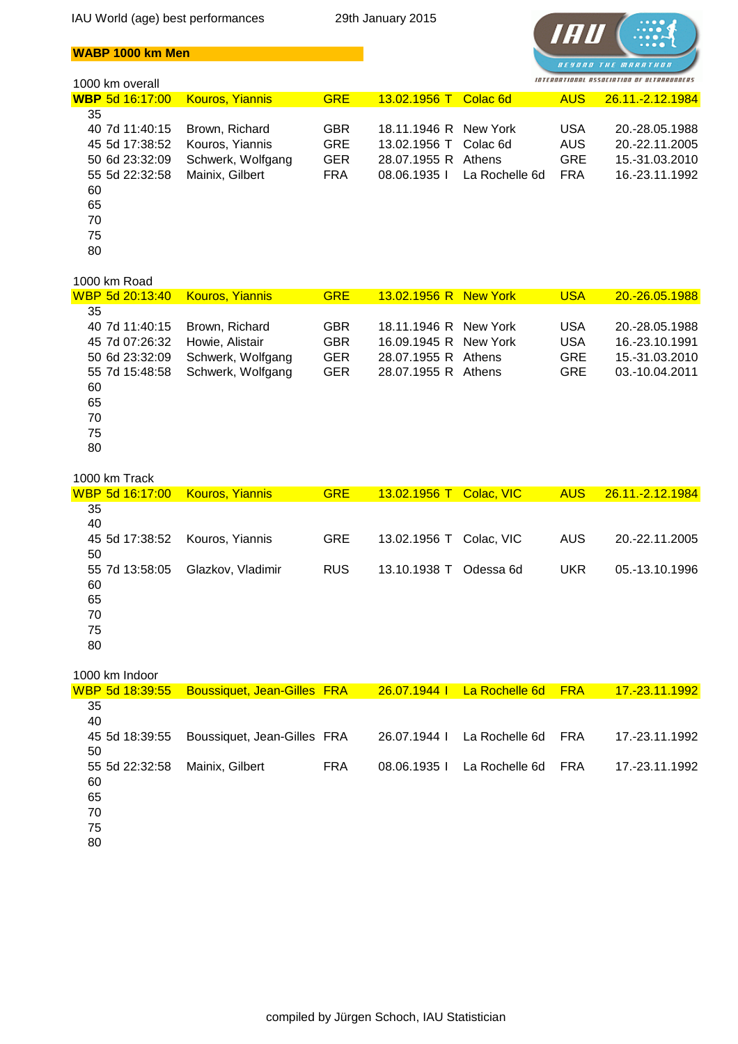IAU World (age) best performances 29th January 2015

## WABP 1000 km Men

### 1000 km overall

| Age | Time | Name | Nat | Born | | Venue | Country | Date |
|---|---|---|---|---|---|---|---|---|
| **WBP** | 5d 16:17:00 | Kouros, Yiannis | GRE | 13.02.1956 | T | Colac 6d | AUS | 26.11.-2.12.1984 |
| 35 | | | | | | | | |
| 40 | 7d 11:40:15 | Brown, Richard | GBR | 18.11.1946 | R | New York | USA | 20.-28.05.1988 |
| 45 | 5d 17:38:52 | Kouros, Yiannis | GRE | 13.02.1956 | T | Colac 6d | AUS | 20.-22.11.2005 |
| 50 | 6d 23:32:09 | Schwerk, Wolfgang | GER | 28.07.1955 | R | Athens | GRE | 15.-31.03.2010 |
| 55 | 5d 22:32:58 | Mainix, Gilbert | FRA | 08.06.1935 | I | La Rochelle 6d | FRA | 16.-23.11.1992 |
| 60 | | | | | | | | |
| 65 | | | | | | | | |
| 70 | | | | | | | | |
| 75 | | | | | | | | |
| 80 | | | | | | | | |

### 1000 km Road

| Age | Time | Name | Nat | Born | | Venue | Country | Date |
|---|---|---|---|---|---|---|---|---|
| WBP | 5d 20:13:40 | Kouros, Yiannis | GRE | 13.02.1956 | R | New York | USA | 20.-26.05.1988 |
| 35 | | | | | | | | |
| 40 | 7d 11:40:15 | Brown, Richard | GBR | 18.11.1946 | R | New York | USA | 20.-28.05.1988 |
| 45 | 7d 07:26:32 | Howie, Alistair | GBR | 16.09.1945 | R | New York | USA | 16.-23.10.1991 |
| 50 | 6d 23:32:09 | Schwerk, Wolfgang | GER | 28.07.1955 | R | Athens | GRE | 15.-31.03.2010 |
| 55 | 7d 15:48:58 | Schwerk, Wolfgang | GER | 28.07.1955 | R | Athens | GRE | 03.-10.04.2011 |
| 60 | | | | | | | | |
| 65 | | | | | | | | |
| 70 | | | | | | | | |
| 75 | | | | | | | | |
| 80 | | | | | | | | |

### 1000 km Track

| Age | Time | Name | Nat | Born | | Venue | Country | Date |
|---|---|---|---|---|---|---|---|---|
| WBP | 5d 16:17:00 | Kouros, Yiannis | GRE | 13.02.1956 | T | Colac, VIC | AUS | 26.11.-2.12.1984 |
| 35 | | | | | | | | |
| 40 | | | | | | | | |
| 45 | 5d 17:38:52 | Kouros, Yiannis | GRE | 13.02.1956 | T | Colac, VIC | AUS | 20.-22.11.2005 |
| 50 | | | | | | | | |
| 55 | 7d 13:58:05 | Glazkov, Vladimir | RUS | 13.10.1938 | T | Odessa 6d | UKR | 05.-13.10.1996 |
| 60 | | | | | | | | |
| 65 | | | | | | | | |
| 70 | | | | | | | | |
| 75 | | | | | | | | |
| 80 | | | | | | | | |

### 1000 km Indoor

| Age | Time | Name | Nat | Born | | Venue | Country | Date |
|---|---|---|---|---|---|---|---|---|
| WBP | 5d 18:39:55 | Boussiquet, Jean-Gilles | FRA | 26.07.1944 | I | La Rochelle 6d | FRA | 17.-23.11.1992 |
| 35 | | | | | | | | |
| 40 | | | | | | | | |
| 45 | 5d 18:39:55 | Boussiquet, Jean-Gilles | FRA | 26.07.1944 | I | La Rochelle 6d | FRA | 17.-23.11.1992 |
| 50 | | | | | | | | |
| 55 | 5d 22:32:58 | Mainix, Gilbert | FRA | 08.06.1935 | I | La Rochelle 6d | FRA | 17.-23.11.1992 |
| 60 | | | | | | | | |
| 65 | | | | | | | | |
| 70 | | | | | | | | |
| 75 | | | | | | | | |
| 80 | | | | | | | | |

compiled by Jürgen Schoch, IAU Statistician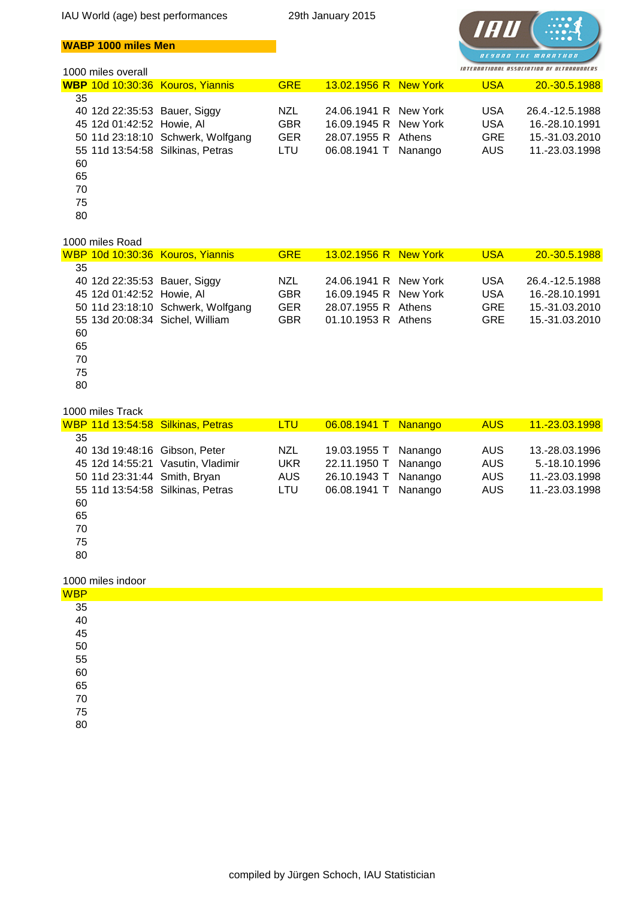IAU World (age) best performances 29th January 2015

## WABP 1000 miles Men

### 1000 miles overall

| | | | | | | | | |
|---|---|---|---|---|---|---|---|---|
| **WBP** | 10d 10:30:36 | Kouros, Yiannis | GRE | 13.02.1956 | R | New York | USA | 20.-30.5.1988 |
| 35 | | | | | | | | |
| 40 | 12d 22:35:53 | Bauer, Siggy | NZL | 24.06.1941 | R | New York | USA | 26.4.-12.5.1988 |
| 45 | 12d 01:42:52 | Howie, Al | GBR | 16.09.1945 | R | New York | USA | 16.-28.10.1991 |
| 50 | 11d 23:18:10 | Schwerk, Wolfgang | GER | 28.07.1955 | R | Athens | GRE | 15.-31.03.2010 |
| 55 | 11d 13:54:58 | Silkinas, Petras | LTU | 06.08.1941 | T | Nanango | AUS | 11.-23.03.1998 |
| 60 | | | | | | | | |
| 65 | | | | | | | | |
| 70 | | | | | | | | |
| 75 | | | | | | | | |
| 80 | | | | | | | | |

### 1000 miles Road

| | | | | | | | | |
|---|---|---|---|---|---|---|---|---|
| WBP | 10d 10:30:36 | Kouros, Yiannis | GRE | 13.02.1956 | R | New York | USA | 20.-30.5.1988 |
| 35 | | | | | | | | |
| 40 | 12d 22:35:53 | Bauer, Siggy | NZL | 24.06.1941 | R | New York | USA | 26.4.-12.5.1988 |
| 45 | 12d 01:42:52 | Howie, Al | GBR | 16.09.1945 | R | New York | USA | 16.-28.10.1991 |
| 50 | 11d 23:18:10 | Schwerk, Wolfgang | GER | 28.07.1955 | R | Athens | GRE | 15.-31.03.2010 |
| 55 | 13d 20:08:34 | Sichel, William | GBR | 01.10.1953 | R | Athens | GRE | 15.-31.03.2010 |
| 60 | | | | | | | | |
| 65 | | | | | | | | |
| 70 | | | | | | | | |
| 75 | | | | | | | | |
| 80 | | | | | | | | |

### 1000 miles Track

| | | | | | | | | |
|---|---|---|---|---|---|---|---|---|
| WBP | 11d 13:54:58 | Silkinas, Petras | LTU | 06.08.1941 | T | Nanango | AUS | 11.-23.03.1998 |
| 35 | | | | | | | | |
| 40 | 13d 19:48:16 | Gibson, Peter | NZL | 19.03.1955 | T | Nanango | AUS | 13.-28.03.1996 |
| 45 | 12d 14:55:21 | Vasutin, Vladimir | UKR | 22.11.1950 | T | Nanango | AUS | 5.-18.10.1996 |
| 50 | 11d 23:31:44 | Smith, Bryan | AUS | 26.10.1943 | T | Nanango | AUS | 11.-23.03.1998 |
| 55 | 11d 13:54:58 | Silkinas, Petras | LTU | 06.08.1941 | T | Nanango | AUS | 11.-23.03.1998 |
| 60 | | | | | | | | |
| 65 | | | | | | | | |
| 70 | | | | | | | | |
| 75 | | | | | | | | |
| 80 | | | | | | | | |

### 1000 miles indoor

| | |
|---|---|
| WBP | |
| 35 | |
| 40 | |
| 45 | |
| 50 | |
| 55 | |
| 60 | |
| 65 | |
| 70 | |
| 75 | |
| 80 | |

compiled by Jürgen Schoch, IAU Statistician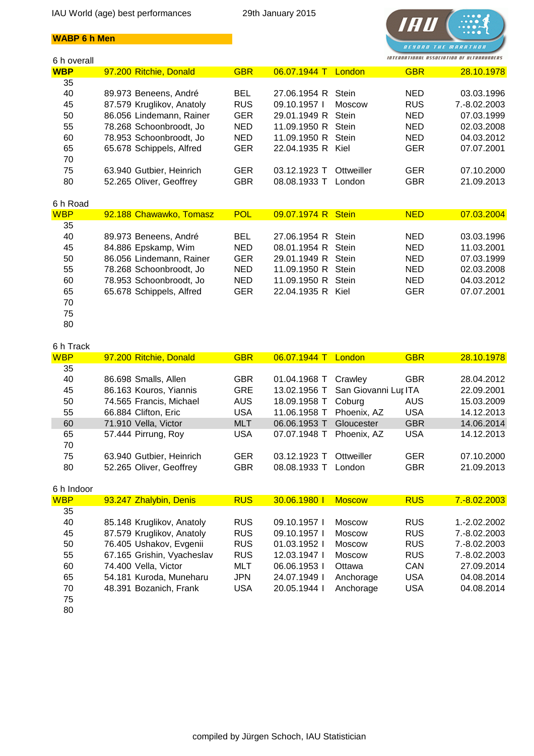IAU World (age) best performances 29th January 2015

**WABP 6 h Men**

### 6 h overall

| | | | | | | |
|---|---|---|---|---|---|---|
| **WBP** | 97.200 Ritchie, Donald | GBR | 06.07.1944 T | London | GBR | 28.10.1978 |
| 35 | | | | | | |
| 40 | 89.973 Beneens, André | BEL | 27.06.1954 R | Stein | NED | 03.03.1996 |
| 45 | 87.579 Kruglikov, Anatoly | RUS | 09.10.1957 I | Moscow | RUS | 7.-8.02.2003 |
| 50 | 86.056 Lindemann, Rainer | GER | 29.01.1949 R | Stein | NED | 07.03.1999 |
| 55 | 78.268 Schoonbroodt, Jo | NED | 11.09.1950 R | Stein | NED | 02.03.2008 |
| 60 | 78.953 Schoonbroodt, Jo | NED | 11.09.1950 R | Stein | NED | 04.03.2012 |
| 65 | 65.678 Schippels, Alfred | GER | 22.04.1935 R | Kiel | GER | 07.07.2001 |
| 70 | | | | | | |
| 75 | 63.940 Gutbier, Heinrich | GER | 03.12.1923 T | Ottweiler | GER | 07.10.2000 |
| 80 | 52.265 Oliver, Geoffrey | GBR | 08.08.1933 T | London | GBR | 21.09.2013 |

### 6 h Road

| | | | | | | |
|---|---|---|---|---|---|---|
| WBP | 92.188 Chawawko, Tomasz | POL | 09.07.1974 R | Stein | NED | 07.03.2004 |
| 35 | | | | | | |
| 40 | 89.973 Beneens, André | BEL | 27.06.1954 R | Stein | NED | 03.03.1996 |
| 45 | 84.886 Epskamp, Wim | NED | 08.01.1954 R | Stein | NED | 11.03.2001 |
| 50 | 86.056 Lindemann, Rainer | GER | 29.01.1949 R | Stein | NED | 07.03.1999 |
| 55 | 78.268 Schoonbroodt, Jo | NED | 11.09.1950 R | Stein | NED | 02.03.2008 |
| 60 | 78.953 Schoonbroodt, Jo | NED | 11.09.1950 R | Stein | NED | 04.03.2012 |
| 65 | 65.678 Schippels, Alfred | GER | 22.04.1935 R | Kiel | GER | 07.07.2001 |
| 70 | | | | | | |
| 75 | | | | | | |
| 80 | | | | | | |

### 6 h Track

| | | | | | | |
|---|---|---|---|---|---|---|
| WBP | 97.200 Ritchie, Donald | GBR | 06.07.1944 T | London | GBR | 28.10.1978 |
| 35 | | | | | | |
| 40 | 86.698 Smalls, Allen | GBR | 01.04.1968 T | Crawley | GBR | 28.04.2012 |
| 45 | 86.163 Kouros, Yiannis | GRE | 13.02.1956 T | San Giovanni Lup | ITA | 22.09.2001 |
| 50 | 74.565 Francis, Michael | AUS | 18.09.1958 T | Coburg | AUS | 15.03.2009 |
| 55 | 66.884 Clifton, Eric | USA | 11.06.1958 T | Phoenix, AZ | USA | 14.12.2013 |
| 60 | 71.910 Vella, Victor | MLT | 06.06.1953 T | Gloucester | GBR | 14.06.2014 |
| 65 | 57.444 Pirrung, Roy | USA | 07.07.1948 T | Phoenix, AZ | USA | 14.12.2013 |
| 70 | | | | | | |
| 75 | 63.940 Gutbier, Heinrich | GER | 03.12.1923 T | Ottweiler | GER | 07.10.2000 |
| 80 | 52.265 Oliver, Geoffrey | GBR | 08.08.1933 T | London | GBR | 21.09.2013 |

### 6 h Indoor

| | | | | | | |
|---|---|---|---|---|---|---|
| WBP | 93.247 Zhalybin, Denis | RUS | 30.06.1980 I | Moscow | RUS | 7.-8.02.2003 |
| 35 | | | | | | |
| 40 | 85.148 Kruglikov, Anatoly | RUS | 09.10.1957 I | Moscow | RUS | 1.-2.02.2002 |
| 45 | 87.579 Kruglikov, Anatoly | RUS | 09.10.1957 I | Moscow | RUS | 7.-8.02.2003 |
| 50 | 76.405 Ushakov, Evgenii | RUS | 01.03.1952 I | Moscow | RUS | 7.-8.02.2003 |
| 55 | 67.165 Grishin, Vyacheslav | RUS | 12.03.1947 I | Moscow | RUS | 7.-8.02.2003 |
| 60 | 74.400 Vella, Victor | MLT | 06.06.1953 I | Ottawa | CAN | 27.09.2014 |
| 65 | 54.181 Kuroda, Muneharu | JPN | 24.07.1949 I | Anchorage | USA | 04.08.2014 |
| 70 | 48.391 Bozanich, Frank | USA | 20.05.1944 I | Anchorage | USA | 04.08.2014 |
| 75 | | | | | | |
| 80 | | | | | | |

compiled by Jürgen Schoch, IAU Statistician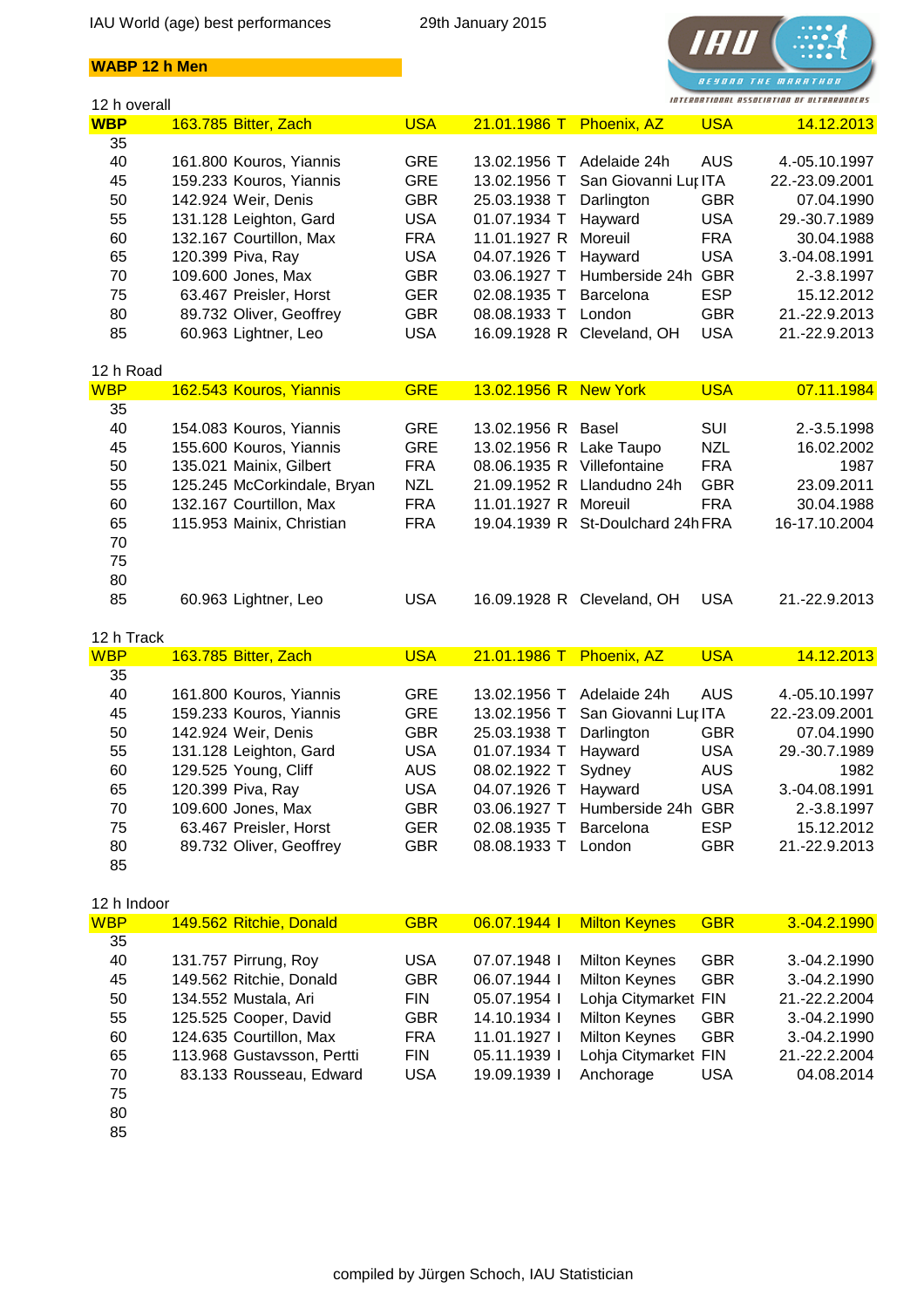IAU World (age) best performances 29th January 2015

**WABP 12 h Men**

12 h overall

| | | | | | | | |
|---|---|---|---|---|---|---|---|
| **WBP** | 163.785 | Bitter, Zach | USA | 21.01.1986 T | Phoenix, AZ | USA | 14.12.2013 |
| 35 | | | | | | | |
| 40 | 161.800 | Kouros, Yiannis | GRE | 13.02.1956 T | Adelaide 24h | AUS | 4.-05.10.1997 |
| 45 | 159.233 | Kouros, Yiannis | GRE | 13.02.1956 T | San Giovanni Lup | ITA | 22.-23.09.2001 |
| 50 | 142.924 | Weir, Denis | GBR | 25.03.1938 T | Darlington | GBR | 07.04.1990 |
| 55 | 131.128 | Leighton, Gard | USA | 01.07.1934 T | Hayward | USA | 29.-30.7.1989 |
| 60 | 132.167 | Courtillon, Max | FRA | 11.01.1927 R | Moreuil | FRA | 30.04.1988 |
| 65 | 120.399 | Piva, Ray | USA | 04.07.1926 T | Hayward | USA | 3.-04.08.1991 |
| 70 | 109.600 | Jones, Max | GBR | 03.06.1927 T | Humberside 24h | GBR | 2.-3.8.1997 |
| 75 | 63.467 | Preisler, Horst | GER | 02.08.1935 T | Barcelona | ESP | 15.12.2012 |
| 80 | 89.732 | Oliver, Geoffrey | GBR | 08.08.1933 T | London | GBR | 21.-22.9.2013 |
| 85 | 60.963 | Lightner, Leo | USA | 16.09.1928 R | Cleveland, OH | USA | 21.-22.9.2013 |

12 h Road

| | | | | | | | |
|---|---|---|---|---|---|---|---|
| **WBP** | 162.543 | Kouros, Yiannis | GRE | 13.02.1956 R | New York | USA | 07.11.1984 |
| 35 | | | | | | | |
| 40 | 154.083 | Kouros, Yiannis | GRE | 13.02.1956 R | Basel | SUI | 2.-3.5.1998 |
| 45 | 155.600 | Kouros, Yiannis | GRE | 13.02.1956 R | Lake Taupo | NZL | 16.02.2002 |
| 50 | 135.021 | Mainix, Gilbert | FRA | 08.06.1935 R | Villefontaine | FRA | 1987 |
| 55 | 125.245 | McCorkindale, Bryan | NZL | 21.09.1952 R | Llandudno 24h | GBR | 23.09.2011 |
| 60 | 132.167 | Courtillon, Max | FRA | 11.01.1927 R | Moreuil | FRA | 30.04.1988 |
| 65 | 115.953 | Mainix, Christian | FRA | 19.04.1939 R | St-Doulchard 24h | FRA | 16-17.10.2004 |
| 70 | | | | | | | |
| 75 | | | | | | | |
| 80 | | | | | | | |
| 85 | 60.963 | Lightner, Leo | USA | 16.09.1928 R | Cleveland, OH | USA | 21.-22.9.2013 |

12 h Track

| | | | | | | | |
|---|---|---|---|---|---|---|---|
| **WBP** | 163.785 | Bitter, Zach | USA | 21.01.1986 T | Phoenix, AZ | USA | 14.12.2013 |
| 35 | | | | | | | |
| 40 | 161.800 | Kouros, Yiannis | GRE | 13.02.1956 T | Adelaide 24h | AUS | 4.-05.10.1997 |
| 45 | 159.233 | Kouros, Yiannis | GRE | 13.02.1956 T | San Giovanni Lup | ITA | 22.-23.09.2001 |
| 50 | 142.924 | Weir, Denis | GBR | 25.03.1938 T | Darlington | GBR | 07.04.1990 |
| 55 | 131.128 | Leighton, Gard | USA | 01.07.1934 T | Hayward | USA | 29.-30.7.1989 |
| 60 | 129.525 | Young, Cliff | AUS | 08.02.1922 T | Sydney | AUS | 1982 |
| 65 | 120.399 | Piva, Ray | USA | 04.07.1926 T | Hayward | USA | 3.-04.08.1991 |
| 70 | 109.600 | Jones, Max | GBR | 03.06.1927 T | Humberside 24h | GBR | 2.-3.8.1997 |
| 75 | 63.467 | Preisler, Horst | GER | 02.08.1935 T | Barcelona | ESP | 15.12.2012 |
| 80 | 89.732 | Oliver, Geoffrey | GBR | 08.08.1933 T | London | GBR | 21.-22.9.2013 |
| 85 | | | | | | | |

12 h Indoor

| | | | | | | | |
|---|---|---|---|---|---|---|---|
| **WBP** | 149.562 | Ritchie, Donald | GBR | 06.07.1944 I | Milton Keynes | GBR | 3.-04.2.1990 |
| 35 | | | | | | | |
| 40 | 131.757 | Pirrung, Roy | USA | 07.07.1948 I | Milton Keynes | GBR | 3.-04.2.1990 |
| 45 | 149.562 | Ritchie, Donald | GBR | 06.07.1944 I | Milton Keynes | GBR | 3.-04.2.1990 |
| 50 | 134.552 | Mustala, Ari | FIN | 05.07.1954 I | Lohja Citymarket | FIN | 21.-22.2.2004 |
| 55 | 125.525 | Cooper, David | GBR | 14.10.1934 I | Milton Keynes | GBR | 3.-04.2.1990 |
| 60 | 124.635 | Courtillon, Max | FRA | 11.01.1927 I | Milton Keynes | GBR | 3.-04.2.1990 |
| 65 | 113.968 | Gustavsson, Pertti | FIN | 05.11.1939 I | Lohja Citymarket | FIN | 21.-22.2.2004 |
| 70 | 83.133 | Rousseau, Edward | USA | 19.09.1939 I | Anchorage | USA | 04.08.2014 |
| 75 | | | | | | | |
| 80 | | | | | | | |
| 85 | | | | | | | |

compiled by Jürgen Schoch, IAU Statistician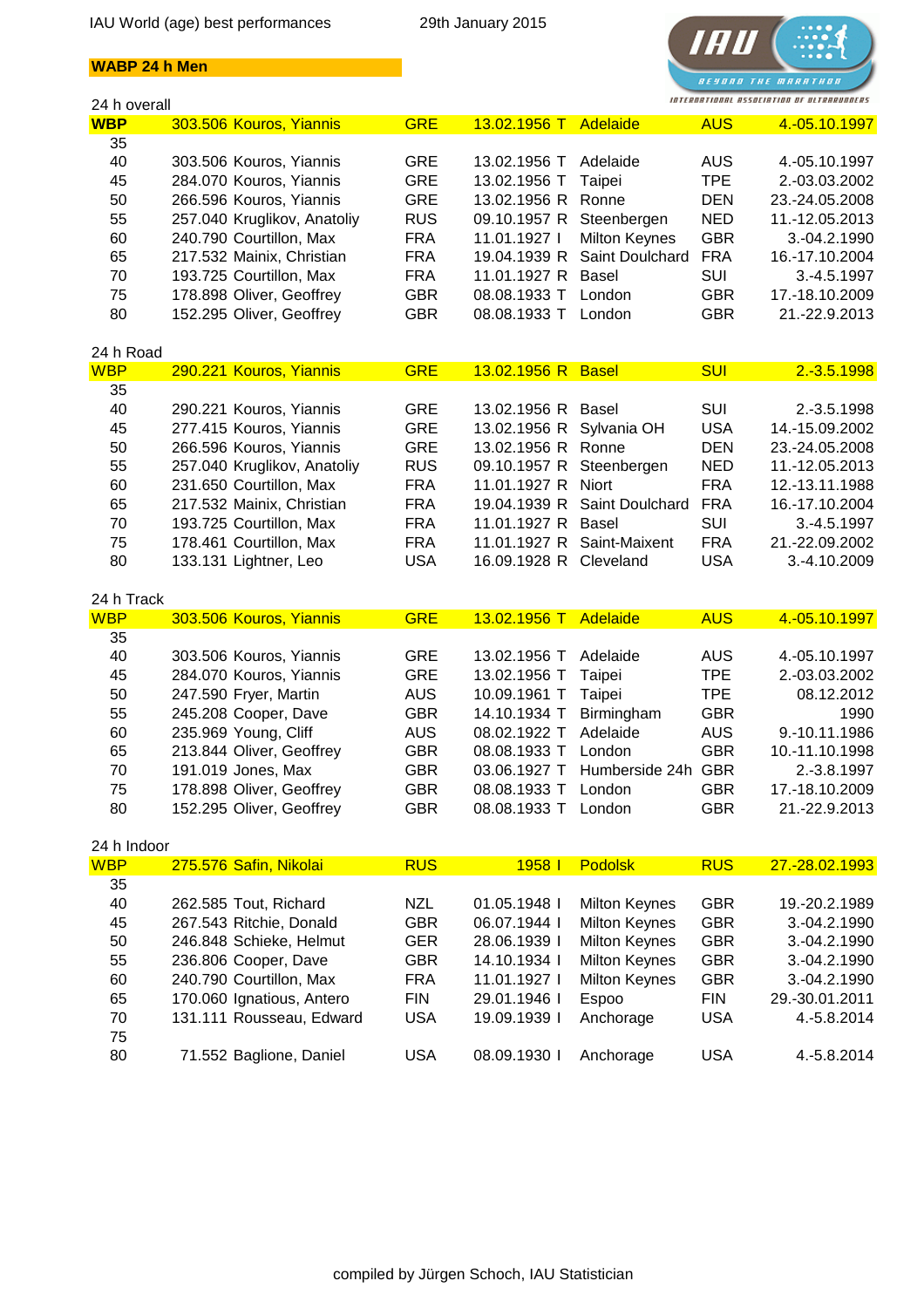IAU World (age) best performances 29th January 2015

**WABP 24 h Men**

24 h overall

| | | | | | | | | |
|---|---|---|---|---|---|---|---|---|
| **WBP** | 303.506 | Kouros, Yiannis | GRE | 13.02.1956 | T | Adelaide | AUS | 4.-05.10.1997 |
| 35 | | | | | | | | |
| 40 | 303.506 | Kouros, Yiannis | GRE | 13.02.1956 | T | Adelaide | AUS | 4.-05.10.1997 |
| 45 | 284.070 | Kouros, Yiannis | GRE | 13.02.1956 | T | Taipei | TPE | 2.-03.03.2002 |
| 50 | 266.596 | Kouros, Yiannis | GRE | 13.02.1956 | R | Ronne | DEN | 23.-24.05.2008 |
| 55 | 257.040 | Kruglikov, Anatoliy | RUS | 09.10.1957 | R | Steenbergen | NED | 11.-12.05.2013 |
| 60 | 240.790 | Courtillon, Max | FRA | 11.01.1927 | I | Milton Keynes | GBR | 3.-04.2.1990 |
| 65 | 217.532 | Mainix, Christian | FRA | 19.04.1939 | R | Saint Doulchard | FRA | 16.-17.10.2004 |
| 70 | 193.725 | Courtillon, Max | FRA | 11.01.1927 | R | Basel | SUI | 3.-4.5.1997 |
| 75 | 178.898 | Oliver, Geoffrey | GBR | 08.08.1933 | T | London | GBR | 17.-18.10.2009 |
| 80 | 152.295 | Oliver, Geoffrey | GBR | 08.08.1933 | T | London | GBR | 21.-22.9.2013 |

24 h Road

| | | | | | | | | |
|---|---|---|---|---|---|---|---|---|
| WBP | 290.221 | Kouros, Yiannis | GRE | 13.02.1956 | R | Basel | SUI | 2.-3.5.1998 |
| 35 | | | | | | | | |
| 40 | 290.221 | Kouros, Yiannis | GRE | 13.02.1956 | R | Basel | SUI | 2.-3.5.1998 |
| 45 | 277.415 | Kouros, Yiannis | GRE | 13.02.1956 | R | Sylvania OH | USA | 14.-15.09.2002 |
| 50 | 266.596 | Kouros, Yiannis | GRE | 13.02.1956 | R | Ronne | DEN | 23.-24.05.2008 |
| 55 | 257.040 | Kruglikov, Anatoliy | RUS | 09.10.1957 | R | Steenbergen | NED | 11.-12.05.2013 |
| 60 | 231.650 | Courtillon, Max | FRA | 11.01.1927 | R | Niort | FRA | 12.-13.11.1988 |
| 65 | 217.532 | Mainix, Christian | FRA | 19.04.1939 | R | Saint Doulchard | FRA | 16.-17.10.2004 |
| 70 | 193.725 | Courtillon, Max | FRA | 11.01.1927 | R | Basel | SUI | 3.-4.5.1997 |
| 75 | 178.461 | Courtillon, Max | FRA | 11.01.1927 | R | Saint-Maixent | FRA | 21.-22.09.2002 |
| 80 | 133.131 | Lightner, Leo | USA | 16.09.1928 | R | Cleveland | USA | 3.-4.10.2009 |

24 h Track

| | | | | | | | | |
|---|---|---|---|---|---|---|---|---|
| WBP | 303.506 | Kouros, Yiannis | GRE | 13.02.1956 | T | Adelaide | AUS | 4.-05.10.1997 |
| 35 | | | | | | | | |
| 40 | 303.506 | Kouros, Yiannis | GRE | 13.02.1956 | T | Adelaide | AUS | 4.-05.10.1997 |
| 45 | 284.070 | Kouros, Yiannis | GRE | 13.02.1956 | T | Taipei | TPE | 2.-03.03.2002 |
| 50 | 247.590 | Fryer, Martin | AUS | 10.09.1961 | T | Taipei | TPE | 08.12.2012 |
| 55 | 245.208 | Cooper, Dave | GBR | 14.10.1934 | T | Birmingham | GBR | 1990 |
| 60 | 235.969 | Young, Cliff | AUS | 08.02.1922 | T | Adelaide | AUS | 9.-10.11.1986 |
| 65 | 213.844 | Oliver, Geoffrey | GBR | 08.08.1933 | T | London | GBR | 10.-11.10.1998 |
| 70 | 191.019 | Jones, Max | GBR | 03.06.1927 | T | Humberside 24h | GBR | 2.-3.8.1997 |
| 75 | 178.898 | Oliver, Geoffrey | GBR | 08.08.1933 | T | London | GBR | 17.-18.10.2009 |
| 80 | 152.295 | Oliver, Geoffrey | GBR | 08.08.1933 | T | London | GBR | 21.-22.9.2013 |

24 h Indoor

| | | | | | | | | |
|---|---|---|---|---|---|---|---|---|
| WBP | 275.576 | Safin, Nikolai | RUS | 1958 | I | Podolsk | RUS | 27.-28.02.1993 |
| 35 | | | | | | | | |
| 40 | 262.585 | Tout, Richard | NZL | 01.05.1948 | I | Milton Keynes | GBR | 19.-20.2.1989 |
| 45 | 267.543 | Ritchie, Donald | GBR | 06.07.1944 | I | Milton Keynes | GBR | 3.-04.2.1990 |
| 50 | 246.848 | Schieke, Helmut | GER | 28.06.1939 | I | Milton Keynes | GBR | 3.-04.2.1990 |
| 55 | 236.806 | Cooper, Dave | GBR | 14.10.1934 | I | Milton Keynes | GBR | 3.-04.2.1990 |
| 60 | 240.790 | Courtillon, Max | FRA | 11.01.1927 | I | Milton Keynes | GBR | 3.-04.2.1990 |
| 65 | 170.060 | Ignatious, Antero | FIN | 29.01.1946 | I | Espoo | FIN | 29.-30.01.2011 |
| 70 | 131.111 | Rousseau, Edward | USA | 19.09.1939 | I | Anchorage | USA | 4.-5.8.2014 |
| 75 | | | | | | | | |
| 80 | 71.552 | Baglione, Daniel | USA | 08.09.1930 | I | Anchorage | USA | 4.-5.8.2014 |

compiled by Jürgen Schoch, IAU Statistician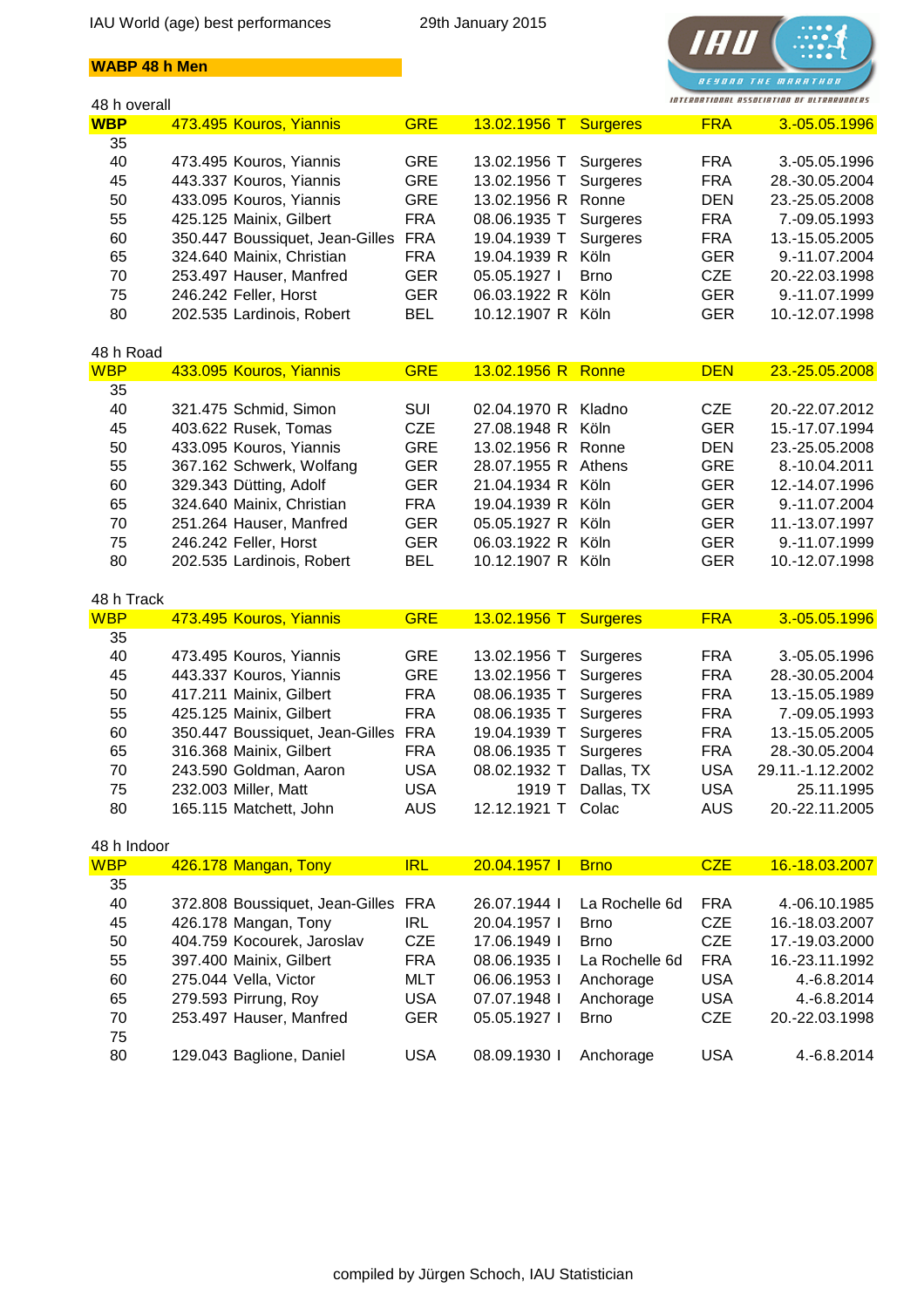IAU World (age) best performances — 29th January 2015

**WABP 48 h Men**

INTERNATIONAL ASSOCIATION OF ULTRARUNNERS — BEYOND THE MARATHON

48 h overall

| | | | | | | | | |
|---|---|---|---|---|---|---|---|---|
| **WBP** | 473.495 | Kouros, Yiannis | GRE | 13.02.1956 | T | Surgeres | FRA | 3.-05.05.1996 |
| 35 | | | | | | | | |
| 40 | 473.495 | Kouros, Yiannis | GRE | 13.02.1956 | T | Surgeres | FRA | 3.-05.05.1996 |
| 45 | 443.337 | Kouros, Yiannis | GRE | 13.02.1956 | T | Surgeres | FRA | 28.-30.05.2004 |
| 50 | 433.095 | Kouros, Yiannis | GRE | 13.02.1956 | R | Ronne | DEN | 23.-25.05.2008 |
| 55 | 425.125 | Mainix, Gilbert | FRA | 08.06.1935 | T | Surgeres | FRA | 7.-09.05.1993 |
| 60 | 350.447 | Boussiquet, Jean-Gilles | FRA | 19.04.1939 | T | Surgeres | FRA | 13.-15.05.2005 |
| 65 | 324.640 | Mainix, Christian | FRA | 19.04.1939 | R | Köln | GER | 9.-11.07.2004 |
| 70 | 253.497 | Hauser, Manfred | GER | 05.05.1927 | I | Brno | CZE | 20.-22.03.1998 |
| 75 | 246.242 | Feller, Horst | GER | 06.03.1922 | R | Köln | GER | 9.-11.07.1999 |
| 80 | 202.535 | Lardinois, Robert | BEL | 10.12.1907 | R | Köln | GER | 10.-12.07.1998 |

48 h Road

| | | | | | | | | |
|---|---|---|---|---|---|---|---|---|
| **WBP** | 433.095 | Kouros, Yiannis | GRE | 13.02.1956 | R | Ronne | DEN | 23.-25.05.2008 |
| 35 | | | | | | | | |
| 40 | 321.475 | Schmid, Simon | SUI | 02.04.1970 | R | Kladno | CZE | 20.-22.07.2012 |
| 45 | 403.622 | Rusek, Tomas | CZE | 27.08.1948 | R | Köln | GER | 15.-17.07.1994 |
| 50 | 433.095 | Kouros, Yiannis | GRE | 13.02.1956 | R | Ronne | DEN | 23.-25.05.2008 |
| 55 | 367.162 | Schwerk, Wolfang | GER | 28.07.1955 | R | Athens | GRE | 8.-10.04.2011 |
| 60 | 329.343 | Dütting, Adolf | GER | 21.04.1934 | R | Köln | GER | 12.-14.07.1996 |
| 65 | 324.640 | Mainix, Christian | FRA | 19.04.1939 | R | Köln | GER | 9.-11.07.2004 |
| 70 | 251.264 | Hauser, Manfred | GER | 05.05.1927 | R | Köln | GER | 11.-13.07.1997 |
| 75 | 246.242 | Feller, Horst | GER | 06.03.1922 | R | Köln | GER | 9.-11.07.1999 |
| 80 | 202.535 | Lardinois, Robert | BEL | 10.12.1907 | R | Köln | GER | 10.-12.07.1998 |

48 h Track

| | | | | | | | | |
|---|---|---|---|---|---|---|---|---|
| **WBP** | 473.495 | Kouros, Yiannis | GRE | 13.02.1956 | T | Surgeres | FRA | 3.-05.05.1996 |
| 35 | | | | | | | | |
| 40 | 473.495 | Kouros, Yiannis | GRE | 13.02.1956 | T | Surgeres | FRA | 3.-05.05.1996 |
| 45 | 443.337 | Kouros, Yiannis | GRE | 13.02.1956 | T | Surgeres | FRA | 28.-30.05.2004 |
| 50 | 417.211 | Mainix, Gilbert | FRA | 08.06.1935 | T | Surgeres | FRA | 13.-15.05.1989 |
| 55 | 425.125 | Mainix, Gilbert | FRA | 08.06.1935 | T | Surgeres | FRA | 7.-09.05.1993 |
| 60 | 350.447 | Boussiquet, Jean-Gilles | FRA | 19.04.1939 | T | Surgeres | FRA | 13.-15.05.2005 |
| 65 | 316.368 | Mainix, Gilbert | FRA | 08.06.1935 | T | Surgeres | FRA | 28.-30.05.2004 |
| 70 | 243.590 | Goldman, Aaron | USA | 08.02.1932 | T | Dallas, TX | USA | 29.11.-1.12.2002 |
| 75 | 232.003 | Miller, Matt | USA | 1919 | T | Dallas, TX | USA | 25.11.1995 |
| 80 | 165.115 | Matchett, John | AUS | 12.12.1921 | T | Colac | AUS | 20.-22.11.2005 |

48 h Indoor

| | | | | | | | | |
|---|---|---|---|---|---|---|---|---|
| **WBP** | 426.178 | Mangan, Tony | IRL | 20.04.1957 | I | Brno | CZE | 16.-18.03.2007 |
| 35 | | | | | | | | |
| 40 | 372.808 | Boussiquet, Jean-Gilles | FRA | 26.07.1944 | I | La Rochelle 6d | FRA | 4.-06.10.1985 |
| 45 | 426.178 | Mangan, Tony | IRL | 20.04.1957 | I | Brno | CZE | 16.-18.03.2007 |
| 50 | 404.759 | Kocourek, Jaroslav | CZE | 17.06.1949 | I | Brno | CZE | 17.-19.03.2000 |
| 55 | 397.400 | Mainix, Gilbert | FRA | 08.06.1935 | I | La Rochelle 6d | FRA | 16.-23.11.1992 |
| 60 | 275.044 | Vella, Victor | MLT | 06.06.1953 | I | Anchorage | USA | 4.-6.8.2014 |
| 65 | 279.593 | Pirrung, Roy | USA | 07.07.1948 | I | Anchorage | USA | 4.-6.8.2014 |
| 70 | 253.497 | Hauser, Manfred | GER | 05.05.1927 | I | Brno | CZE | 20.-22.03.1998 |
| 75 | | | | | | | | |
| 80 | 129.043 | Baglione, Daniel | USA | 08.09.1930 | I | Anchorage | USA | 4.-6.8.2014 |

compiled by Jürgen Schoch, IAU Statistician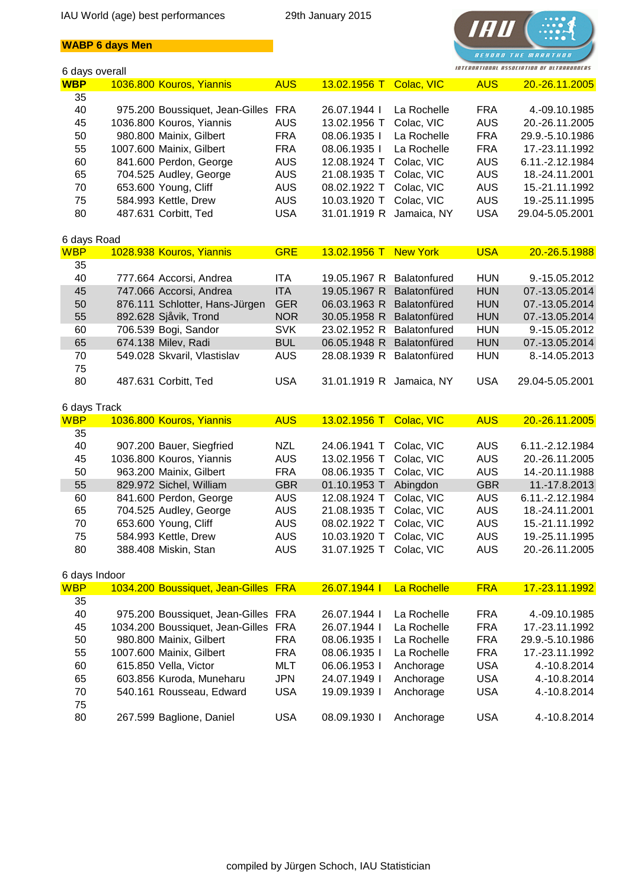IAU World (age) best performances    29th January 2015

**WABP 6 days Men**

6 days overall

| | | | | | | | | |
|---|---|---|---|---|---|---|---|---|
| **WBP** | 1036.800 | Kouros, Yiannis | AUS | 13.02.1956 | T | Colac, VIC | AUS | 20.-26.11.2005 |
| 35 | | | | | | | | |
| 40 | 975.200 | Boussiquet, Jean-Gilles | FRA | 26.07.1944 | I | La Rochelle | FRA | 4.-09.10.1985 |
| 45 | 1036.800 | Kouros, Yiannis | AUS | 13.02.1956 | T | Colac, VIC | AUS | 20.-26.11.2005 |
| 50 | 980.800 | Mainix, Gilbert | FRA | 08.06.1935 | I | La Rochelle | FRA | 29.9.-5.10.1986 |
| 55 | 1007.600 | Mainix, Gilbert | FRA | 08.06.1935 | I | La Rochelle | FRA | 17.-23.11.1992 |
| 60 | 841.600 | Perdon, George | AUS | 12.08.1924 | T | Colac, VIC | AUS | 6.11.-2.12.1984 |
| 65 | 704.525 | Audley, George | AUS | 21.08.1935 | T | Colac, VIC | AUS | 18.-24.11.2001 |
| 70 | 653.600 | Young, Cliff | AUS | 08.02.1922 | T | Colac, VIC | AUS | 15.-21.11.1992 |
| 75 | 584.993 | Kettle, Drew | AUS | 10.03.1920 | T | Colac, VIC | AUS | 19.-25.11.1995 |
| 80 | 487.631 | Corbitt, Ted | USA | 31.01.1919 | R | Jamaica, NY | USA | 29.04-5.05.2001 |

6 days Road

| | | | | | | | | |
|---|---|---|---|---|---|---|---|---|
| WBP | 1028.938 | Kouros, Yiannis | GRE | 13.02.1956 | T | New York | USA | 20.-26.5.1988 |
| 35 | | | | | | | | |
| 40 | 777.664 | Accorsi, Andrea | ITA | 19.05.1967 | R | Balatonfured | HUN | 9.-15.05.2012 |
| 45 | 747.066 | Accorsi, Andrea | ITA | 19.05.1967 | R | Balatonfüred | HUN | 07.-13.05.2014 |
| 50 | 876.111 | Schlotter, Hans-Jürgen | GER | 06.03.1963 | R | Balatonfüred | HUN | 07.-13.05.2014 |
| 55 | 892.628 | Sjåvik, Trond | NOR | 30.05.1958 | R | Balatonfüred | HUN | 07.-13.05.2014 |
| 60 | 706.539 | Bogi, Sandor | SVK | 23.02.1952 | R | Balatonfured | HUN | 9.-15.05.2012 |
| 65 | 674.138 | Milev, Radi | BUL | 06.05.1948 | R | Balatonfüred | HUN | 07.-13.05.2014 |
| 70 | 549.028 | Skvaril, Vlastislav | AUS | 28.08.1939 | R | Balatonfüred | HUN | 8.-14.05.2013 |
| 75 | | | | | | | | |
| 80 | 487.631 | Corbitt, Ted | USA | 31.01.1919 | R | Jamaica, NY | USA | 29.04-5.05.2001 |

6 days Track

| | | | | | | | | |
|---|---|---|---|---|---|---|---|---|
| WBP | 1036.800 | Kouros, Yiannis | AUS | 13.02.1956 | T | Colac, VIC | AUS | 20.-26.11.2005 |
| 35 | | | | | | | | |
| 40 | 907.200 | Bauer, Siegfried | NZL | 24.06.1941 | T | Colac, VIC | AUS | 6.11.-2.12.1984 |
| 45 | 1036.800 | Kouros, Yiannis | AUS | 13.02.1956 | T | Colac, VIC | AUS | 20.-26.11.2005 |
| 50 | 963.200 | Mainix, Gilbert | FRA | 08.06.1935 | T | Colac, VIC | AUS | 14.-20.11.1988 |
| 55 | 829.972 | Sichel, William | GBR | 01.10.1953 | T | Abingdon | GBR | 11.-17.8.2013 |
| 60 | 841.600 | Perdon, George | AUS | 12.08.1924 | T | Colac, VIC | AUS | 6.11.-2.12.1984 |
| 65 | 704.525 | Audley, George | AUS | 21.08.1935 | T | Colac, VIC | AUS | 18.-24.11.2001 |
| 70 | 653.600 | Young, Cliff | AUS | 08.02.1922 | T | Colac, VIC | AUS | 15.-21.11.1992 |
| 75 | 584.993 | Kettle, Drew | AUS | 10.03.1920 | T | Colac, VIC | AUS | 19.-25.11.1995 |
| 80 | 388.408 | Miskin, Stan | AUS | 31.07.1925 | T | Colac, VIC | AUS | 20.-26.11.2005 |

6 days Indoor

| | | | | | | | | |
|---|---|---|---|---|---|---|---|---|
| WBP | 1034.200 | Boussiquet, Jean-Gilles | FRA | 26.07.1944 | I | La Rochelle | FRA | 17.-23.11.1992 |
| 35 | | | | | | | | |
| 40 | 975.200 | Boussiquet, Jean-Gilles | FRA | 26.07.1944 | I | La Rochelle | FRA | 4.-09.10.1985 |
| 45 | 1034.200 | Boussiquet, Jean-Gilles | FRA | 26.07.1944 | I | La Rochelle | FRA | 17.-23.11.1992 |
| 50 | 980.800 | Mainix, Gilbert | FRA | 08.06.1935 | I | La Rochelle | FRA | 29.9.-5.10.1986 |
| 55 | 1007.600 | Mainix, Gilbert | FRA | 08.06.1935 | I | La Rochelle | FRA | 17.-23.11.1992 |
| 60 | 615.850 | Vella, Victor | MLT | 06.06.1953 | I | Anchorage | USA | 4.-10.8.2014 |
| 65 | 603.856 | Kuroda, Muneharu | JPN | 24.07.1949 | I | Anchorage | USA | 4.-10.8.2014 |
| 70 | 540.161 | Rousseau, Edward | USA | 19.09.1939 | I | Anchorage | USA | 4.-10.8.2014 |
| 75 | | | | | | | | |
| 80 | 267.599 | Baglione, Daniel | USA | 08.09.1930 | I | Anchorage | USA | 4.-10.8.2014 |

compiled by Jürgen Schoch, IAU Statistician